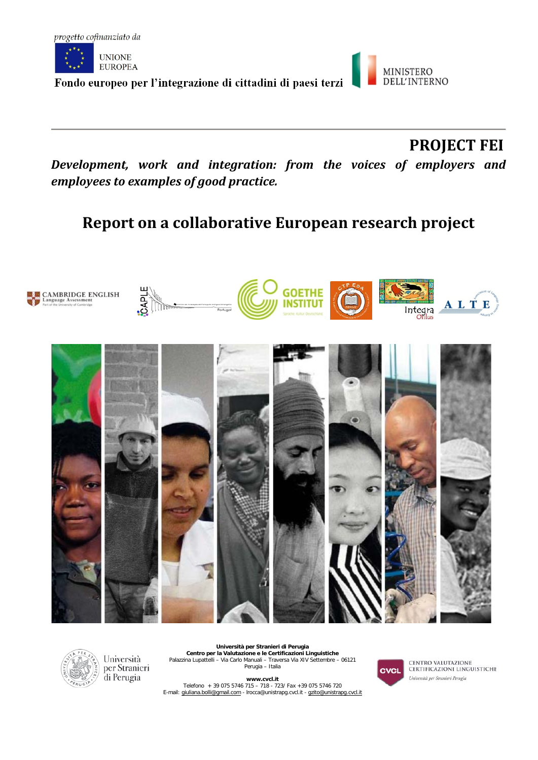progetto cofinanziato da

UNIONE EUROPEA

Fondo europeo per l'integrazione di cittadini di paesi terzi

MINISTERO DELL'INTERNO

# PROJECT FEI

***Development, work and integration: from the voices of employers and employees to examples of good practice.***

## Report on a collaborative European research project

Università per Stranieri di Perugia

**Università per Stranieri di Perugia**
**Centro per la Valutazione e le Certificazioni Linguistiche**
Palazzina Lupattelli – Via Carlo Manuali – Traversa Via XIV Settembre – 06121
Perugia – Italia

**www.cvcl.it**
Telefono + 39 075 5746 715 – 718 - 723/ Fax +39 075 5746 720
E-mail: giuliana.bolli@gmail.com - lrocca@unistrapg.cvcl.it - gzito@unistrapg.cvcl.it

CVCL CENTRO VALUTAZIONE CERTIFICAZIONI LINGUISTICHE
Università per Stranieri Perugia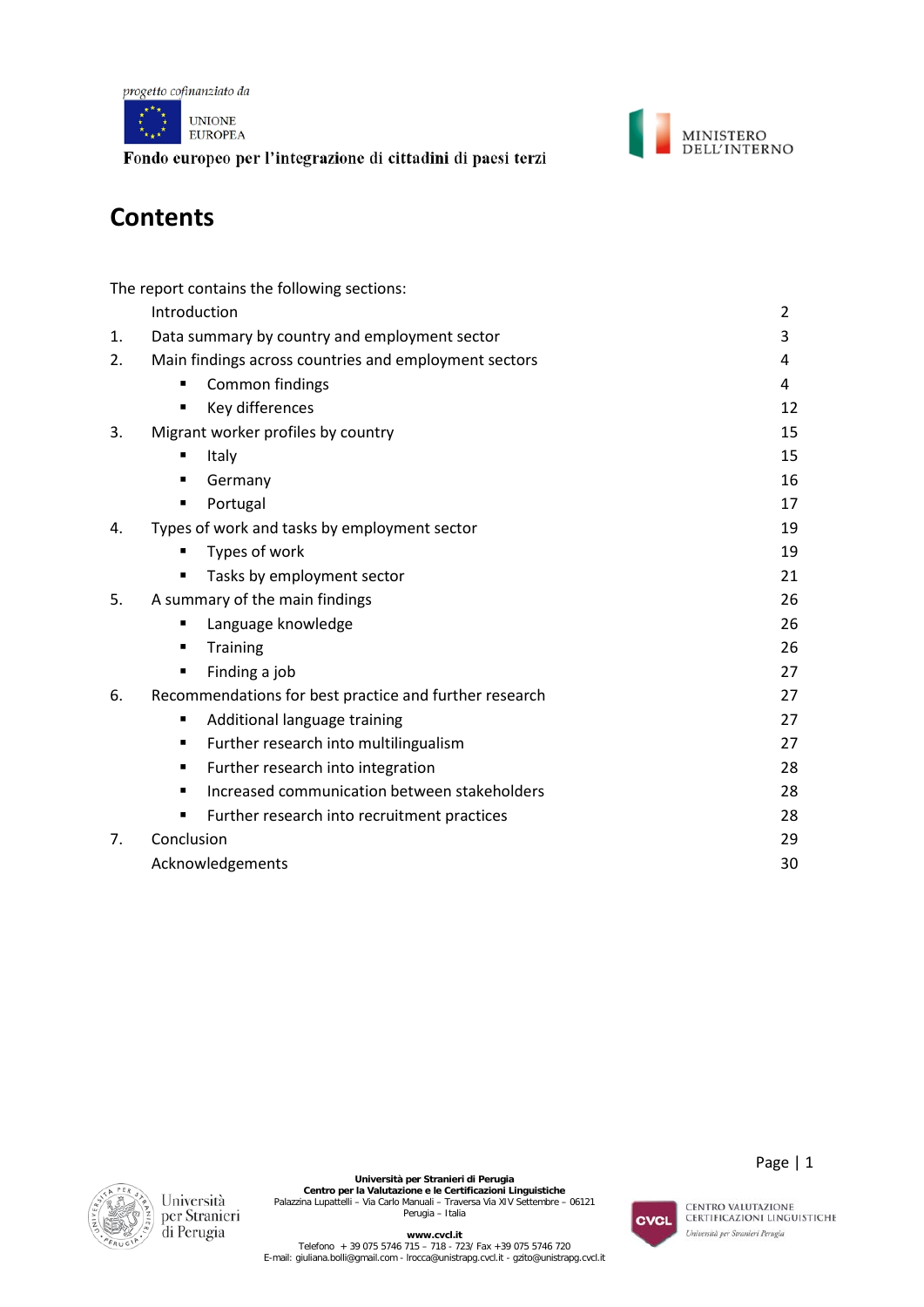# Contents

The report contains the following sections:

| | | |
|---|---|---|
| | Introduction | 2 |
| 1. | Data summary by country and employment sector | 3 |
| 2. | Main findings across countries and employment sectors | 4 |
| | ▪ Common findings | 4 |
| | ▪ Key differences | 12 |
| 3. | Migrant worker profiles by country | 15 |
| | ▪ Italy | 15 |
| | ▪ Germany | 16 |
| | ▪ Portugal | 17 |
| 4. | Types of work and tasks by employment sector | 19 |
| | ▪ Types of work | 19 |
| | ▪ Tasks by employment sector | 21 |
| 5. | A summary of the main findings | 26 |
| | ▪ Language knowledge | 26 |
| | ▪ Training | 26 |
| | ▪ Finding a job | 27 |
| 6. | Recommendations for best practice and further research | 27 |
| | ▪ Additional language training | 27 |
| | ▪ Further research into multilingualism | 27 |
| | ▪ Further research into integration | 28 |
| | ▪ Increased communication between stakeholders | 28 |
| | ▪ Further research into recruitment practices | 28 |
| 7. | Conclusion | 29 |
| | Acknowledgements | 30 |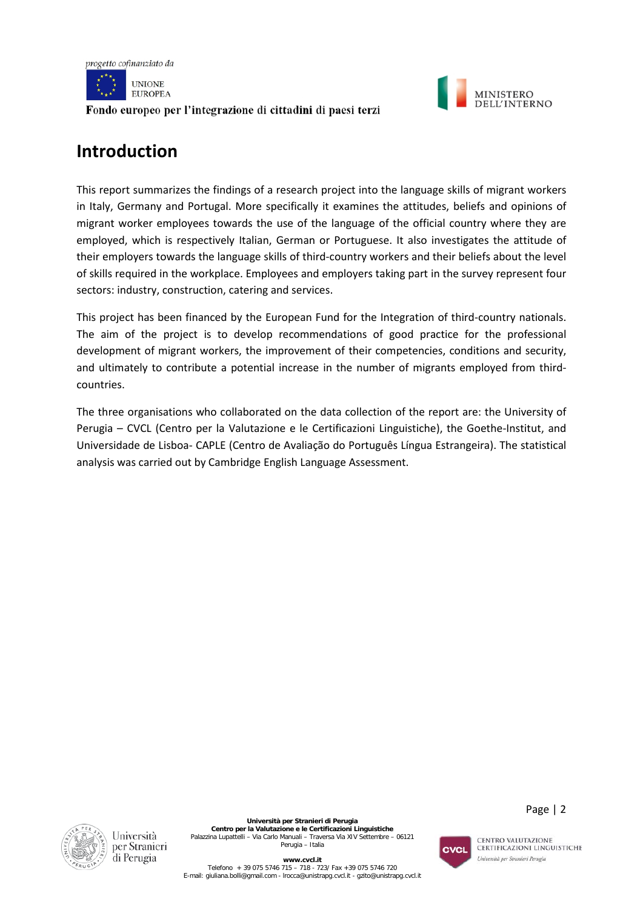# Introduction

This report summarizes the findings of a research project into the language skills of migrant workers in Italy, Germany and Portugal. More specifically it examines the attitudes, beliefs and opinions of migrant worker employees towards the use of the language of the official country where they are employed, which is respectively Italian, German or Portuguese. It also investigates the attitude of their employers towards the language skills of third-country workers and their beliefs about the level of skills required in the workplace. Employees and employers taking part in the survey represent four sectors: industry, construction, catering and services.

This project has been financed by the European Fund for the Integration of third-country nationals. The aim of the project is to develop recommendations of good practice for the professional development of migrant workers, the improvement of their competencies, conditions and security, and ultimately to contribute a potential increase in the number of migrants employed from third-countries.

The three organisations who collaborated on the data collection of the report are: the University of Perugia – CVCL (Centro per la Valutazione e le Certificazioni Linguistiche), the Goethe-Institut, and Universidade de Lisboa- CAPLE (Centro de Avaliação do Português Língua Estrangeira). The statistical analysis was carried out by Cambridge English Language Assessment.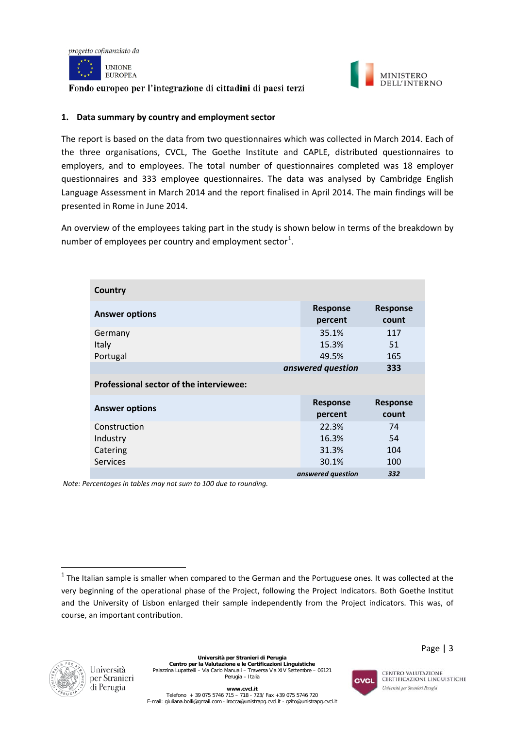## 1. Data summary by country and employment sector

The report is based on the data from two questionnaires which was collected in March 2014. Each of the three organisations, CVCL, The Goethe Institute and CAPLE, distributed questionnaires to employers, and to employees. The total number of questionnaires completed was 18 employer questionnaires and 333 employee questionnaires. The data was analysed by Cambridge English Language Assessment in March 2014 and the report finalised in April 2014. The main findings will be presented in Rome in June 2014.

An overview of the employees taking part in the study is shown below in terms of the breakdown by number of employees per country and employment sector[1].

| **Country** | | |
|---|---|---|
| **Answer options** | **Response percent** | **Response count** |
| Germany | 35.1% | 117 |
| Italy | 15.3% | 51 |
| Portugal | 49.5% | 165 |
| | ***answered question*** | **333** |
| **Professional sector of the interviewee:** | | |
| **Answer options** | **Response percent** | **Response count** |
| Construction | 22.3% | 74 |
| Industry | 16.3% | 54 |
| Catering | 31.3% | 104 |
| Services | 30.1% | 100 |
| | ***answered question*** | ***332*** |

*Note: Percentages in tables may not sum to 100 due to rounding.*

[1] The Italian sample is smaller when compared to the German and the Portuguese ones. It was collected at the very beginning of the operational phase of the Project, following the Project Indicators. Both Goethe Institut and the University of Lisbon enlarged their sample independently from the Project indicators. This was, of course, an important contribution.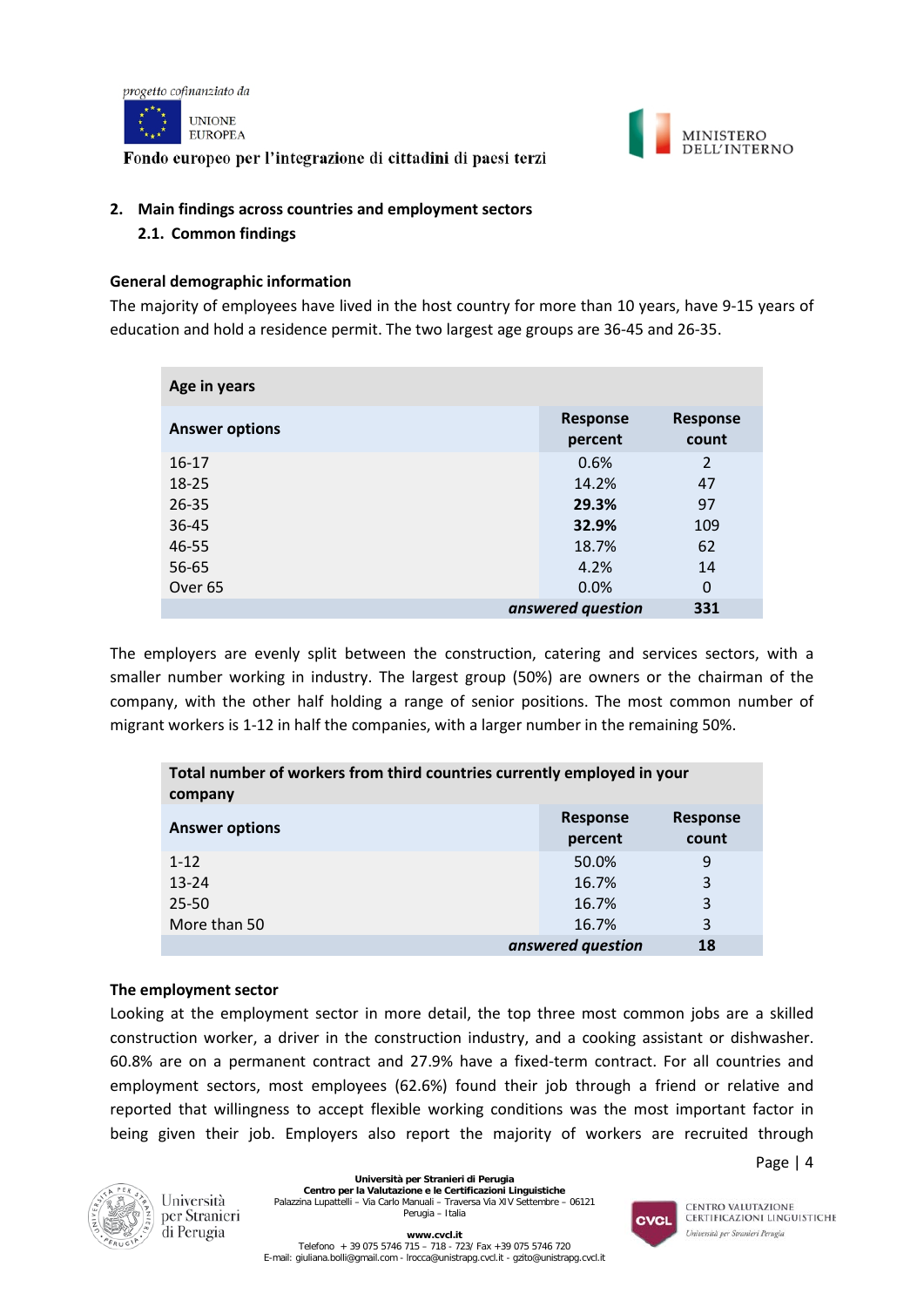## 2. Main findings across countries and employment sectors

### 2.1. Common findings

**General demographic information**

The majority of employees have lived in the host country for more than 10 years, have 9-15 years of education and hold a residence permit. The two largest age groups are 36-45 and 26-35.

| **Age in years** | | |
|---|---|---|
| **Answer options** | **Response percent** | **Response count** |
| 16-17 | 0.6% | 2 |
| 18-25 | 14.2% | 47 |
| 26-35 | **29.3%** | 97 |
| 36-45 | **32.9%** | 109 |
| 46-55 | 18.7% | 62 |
| 56-65 | 4.2% | 14 |
| Over 65 | 0.0% | 0 |
| | ***answered question*** | **331** |

The employers are evenly split between the construction, catering and services sectors, with a smaller number working in industry. The largest group (50%) are owners or the chairman of the company, with the other half holding a range of senior positions. The most common number of migrant workers is 1-12 in half the companies, with a larger number in the remaining 50%.

| **Total number of workers from third countries currently employed in your company** | | |
|---|---|---|
| **Answer options** | **Response percent** | **Response count** |
| 1-12 | 50.0% | 9 |
| 13-24 | 16.7% | 3 |
| 25-50 | 16.7% | 3 |
| More than 50 | 16.7% | 3 |
| | ***answered question*** | **18** |

**The employment sector**

Looking at the employment sector in more detail, the top three most common jobs are a skilled construction worker, a driver in the construction industry, and a cooking assistant or dishwasher. 60.8% are on a permanent contract and 27.9% have a fixed-term contract. For all countries and employment sectors, most employees (62.6%) found their job through a friend or relative and reported that willingness to accept flexible working conditions was the most important factor in being given their job. Employers also report the majority of workers are recruited through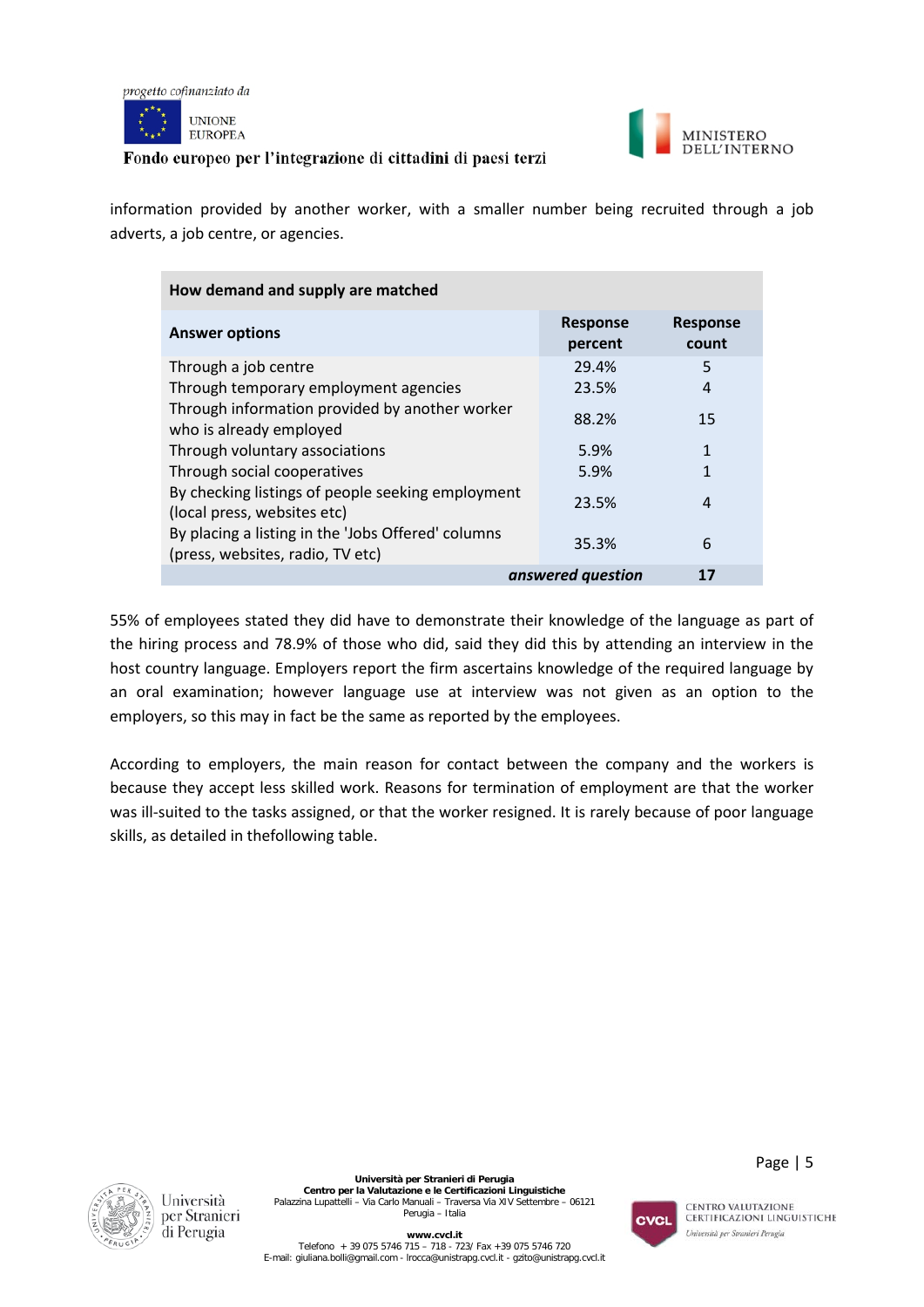information provided by another worker, with a smaller number being recruited through a job adverts, a job centre, or agencies.

| How demand and supply are matched | | |
|---|---|---|
| **Answer options** | **Response percent** | **Response count** |
| Through a job centre | 29.4% | 5 |
| Through temporary employment agencies | 23.5% | 4 |
| Through information provided by another worker who is already employed | 88.2% | 15 |
| Through voluntary associations | 5.9% | 1 |
| Through social cooperatives | 5.9% | 1 |
| By checking listings of people seeking employment (local press, websites etc) | 23.5% | 4 |
| By placing a listing in the 'Jobs Offered' columns (press, websites, radio, TV etc) | 35.3% | 6 |
| | ***answered question*** | **17** |

55% of employees stated they did have to demonstrate their knowledge of the language as part of the hiring process and 78.9% of those who did, said they did this by attending an interview in the host country language. Employers report the firm ascertains knowledge of the required language by an oral examination; however language use at interview was not given as an option to the employers, so this may in fact be the same as reported by the employees.

According to employers, the main reason for contact between the company and the workers is because they accept less skilled work. Reasons for termination of employment are that the worker was ill-suited to the tasks assigned, or that the worker resigned. It is rarely because of poor language skills, as detailed in thefollowing table.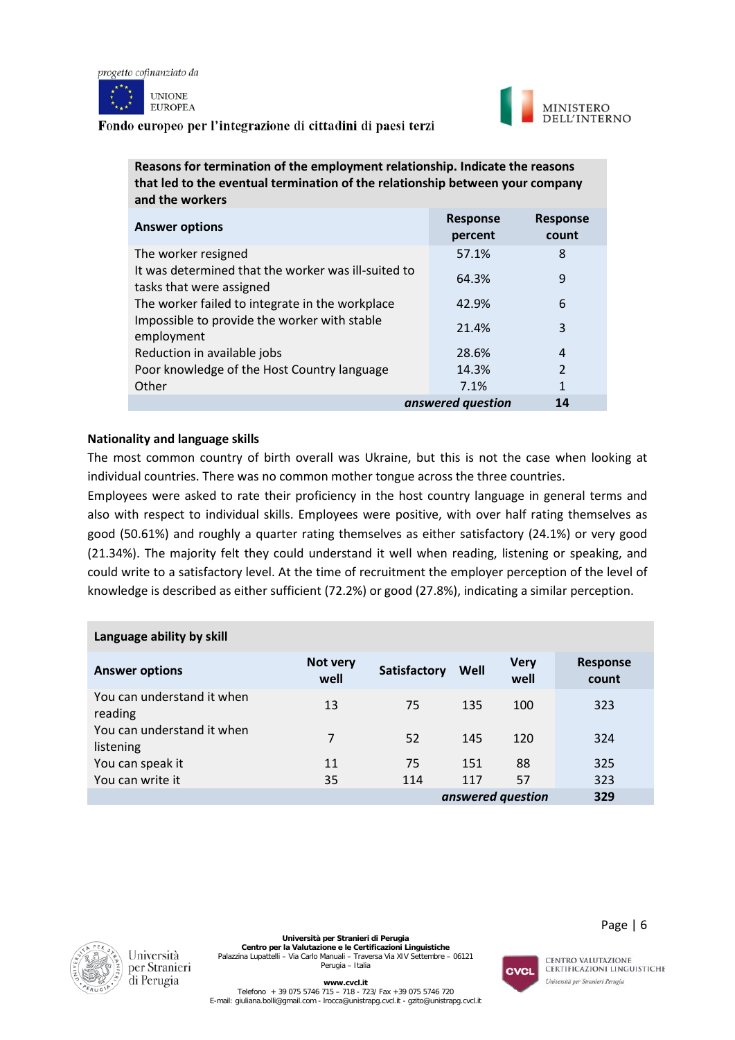| Reasons for termination of the employment relationship. Indicate the reasons that led to the eventual termination of the relationship between your company and the workers | | |
|---|---|---|
| **Answer options** | **Response percent** | **Response count** |
| The worker resigned | 57.1% | 8 |
| It was determined that the worker was ill-suited to tasks that were assigned | 64.3% | 9 |
| The worker failed to integrate in the workplace | 42.9% | 6 |
| Impossible to provide the worker with stable employment | 21.4% | 3 |
| Reduction in available jobs | 28.6% | 4 |
| Poor knowledge of the Host Country language | 14.3% | 2 |
| Other | 7.1% | 1 |
| | ***answered question*** | **14** |

**Nationality and language skills**

The most common country of birth overall was Ukraine, but this is not the case when looking at individual countries. There was no common mother tongue across the three countries.

Employees were asked to rate their proficiency in the host country language in general terms and also with respect to individual skills. Employees were positive, with over half rating themselves as good (50.61%) and roughly a quarter rating themselves as either satisfactory (24.1%) or very good (21.34%). The majority felt they could understand it well when reading, listening or speaking, and could write to a satisfactory level. At the time of recruitment the employer perception of the level of knowledge is described as either sufficient (72.2%) or good (27.8%), indicating a similar perception.

| Language ability by skill | | | | | |
|---|---|---|---|---|---|
| **Answer options** | **Not very well** | **Satisfactory** | **Well** | **Very well** | **Response count** |
| You can understand it when reading | 13 | 75 | 135 | 100 | 323 |
| You can understand it when listening | 7 | 52 | 145 | 120 | 324 |
| You can speak it | 11 | 75 | 151 | 88 | 325 |
| You can write it | 35 | 114 | 117 | 57 | 323 |
| | | | ***answered question*** | | **329** |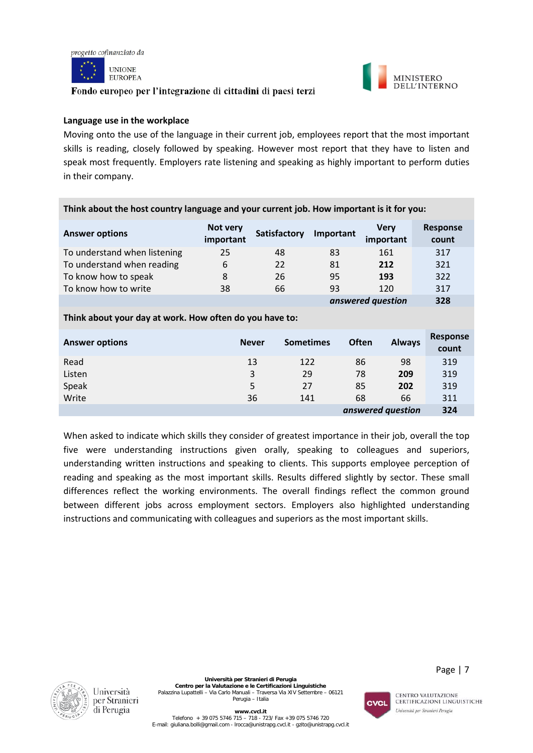**Language use in the workplace**

Moving onto the use of the language in their current job, employees report that the most important skills is reading, closely followed by speaking. However most report that they have to listen and speak most frequently. Employers rate listening and speaking as highly important to perform duties in their company.

**Think about the host country language and your current job. How important is it for you:**

| Answer options | Not very important | Satisfactory | Important | Very important | Response count |
|---|---|---|---|---|---|
| To understand when listening | 25 | 48 | 83 | 161 | 317 |
| To understand when reading | 6 | 22 | 81 | **212** | 321 |
| To know how to speak | 8 | 26 | 95 | **193** | 322 |
| To know how to write | 38 | 66 | 93 | 120 | 317 |
| | | | | ***answered question*** | **328** |

**Think about your day at work. How often do you have to:**

| Answer options | Never | Sometimes | Often | Always | Response count |
|---|---|---|---|---|---|
| Read | 13 | 122 | 86 | 98 | 319 |
| Listen | 3 | 29 | 78 | **209** | 319 |
| Speak | 5 | 27 | 85 | **202** | 319 |
| Write | 36 | 141 | 68 | 66 | 311 |
| | | | | ***answered question*** | **324** |

When asked to indicate which skills they consider of greatest importance in their job, overall the top five were understanding instructions given orally, speaking to colleagues and superiors, understanding written instructions and speaking to clients. This supports employee perception of reading and speaking as the most important skills. Results differed slightly by sector. These small differences reflect the working environments. The overall findings reflect the common ground between different jobs across employment sectors. Employers also highlighted understanding instructions and communicating with colleagues and superiors as the most important skills.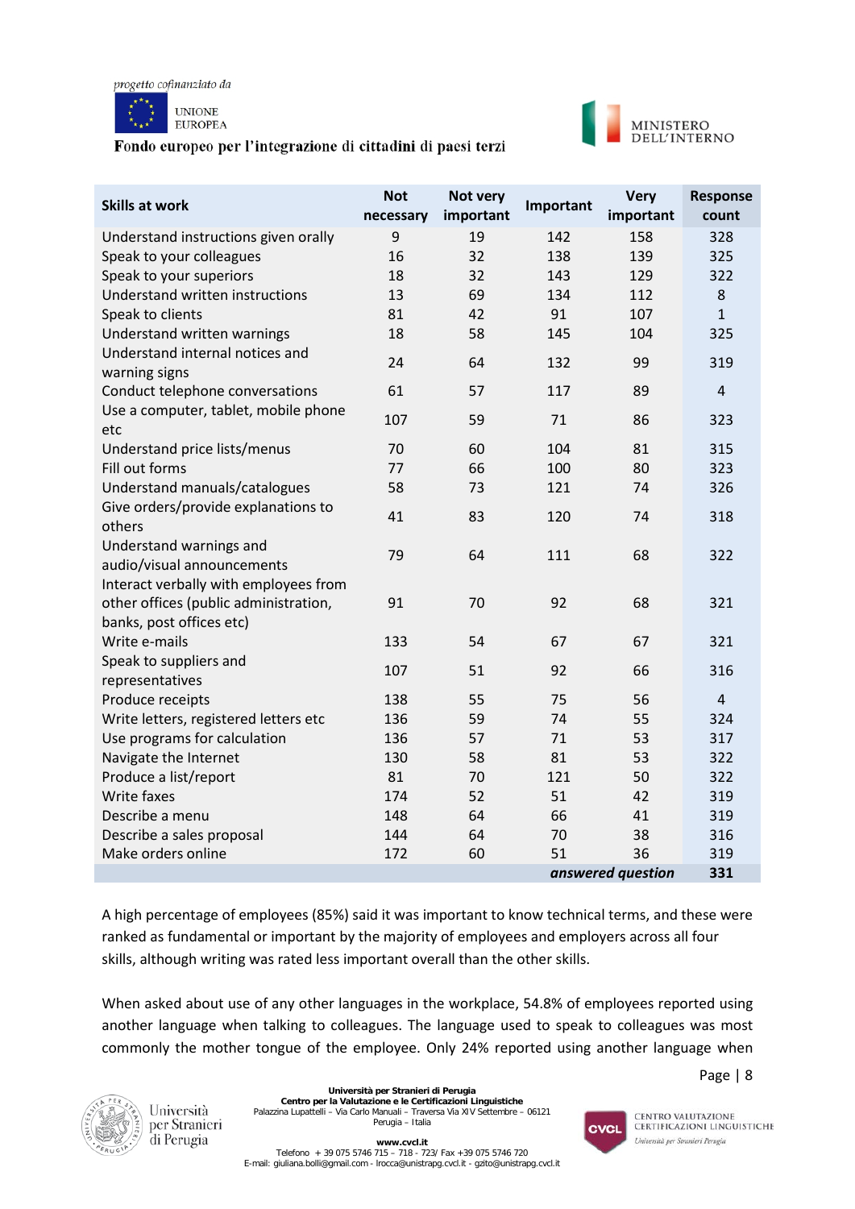| Skills at work | Not necessary | Not very important | Important | Very important | Response count |
|---|---|---|---|---|---|
| Understand instructions given orally | 9 | 19 | 142 | 158 | 328 |
| Speak to your colleagues | 16 | 32 | 138 | 139 | 325 |
| Speak to your superiors | 18 | 32 | 143 | 129 | 322 |
| Understand written instructions | 13 | 69 | 134 | 112 | 8 |
| Speak to clients | 81 | 42 | 91 | 107 | 1 |
| Understand written warnings | 18 | 58 | 145 | 104 | 325 |
| Understand internal notices and warning signs | 24 | 64 | 132 | 99 | 319 |
| Conduct telephone conversations | 61 | 57 | 117 | 89 | 4 |
| Use a computer, tablet, mobile phone etc | 107 | 59 | 71 | 86 | 323 |
| Understand price lists/menus | 70 | 60 | 104 | 81 | 315 |
| Fill out forms | 77 | 66 | 100 | 80 | 323 |
| Understand manuals/catalogues | 58 | 73 | 121 | 74 | 326 |
| Give orders/provide explanations to others | 41 | 83 | 120 | 74 | 318 |
| Understand warnings and audio/visual announcements | 79 | 64 | 111 | 68 | 322 |
| Interact verbally with employees from other offices (public administration, banks, post offices etc) | 91 | 70 | 92 | 68 | 321 |
| Write e-mails | 133 | 54 | 67 | 67 | 321 |
| Speak to suppliers and representatives | 107 | 51 | 92 | 66 | 316 |
| Produce receipts | 138 | 55 | 75 | 56 | 4 |
| Write letters, registered letters etc | 136 | 59 | 74 | 55 | 324 |
| Use programs for calculation | 136 | 57 | 71 | 53 | 317 |
| Navigate the Internet | 130 | 58 | 81 | 53 | 322 |
| Produce a list/report | 81 | 70 | 121 | 50 | 322 |
| Write faxes | 174 | 52 | 51 | 42 | 319 |
| Describe a menu | 148 | 64 | 66 | 41 | 319 |
| Describe a sales proposal | 144 | 64 | 70 | 38 | 316 |
| Make orders online | 172 | 60 | 51 | 36 | 319 |
| | | | | *answered question* | **331** |

A high percentage of employees (85%) said it was important to know technical terms, and these were ranked as fundamental or important by the majority of employees and employers across all four skills, although writing was rated less important overall than the other skills.

When asked about use of any other languages in the workplace, 54.8% of employees reported using another language when talking to colleagues. The language used to speak to colleagues was most commonly the mother tongue of the employee. Only 24% reported using another language when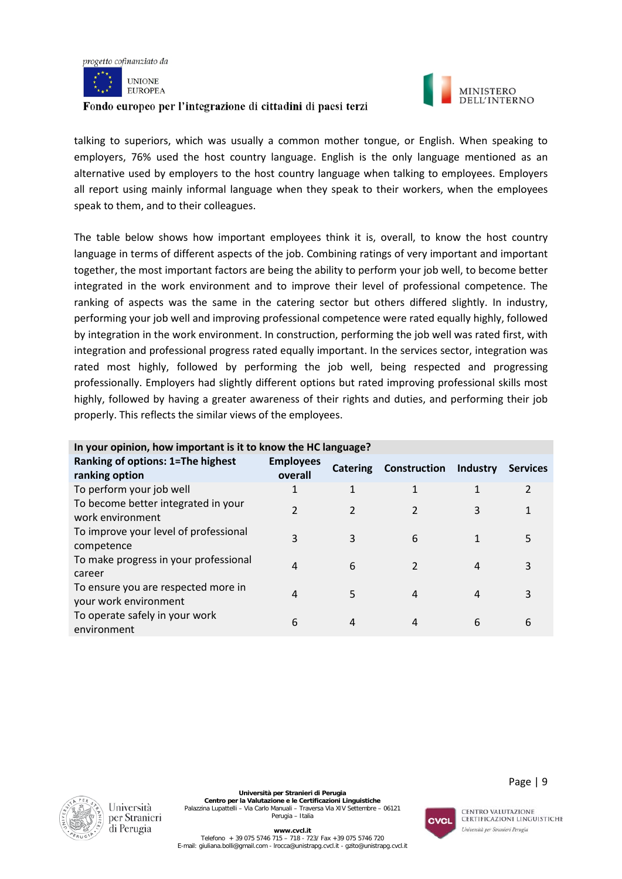talking to superiors, which was usually a common mother tongue, or English. When speaking to employers, 76% used the host country language. English is the only language mentioned as an alternative used by employers to the host country language when talking to employees. Employers all report using mainly informal language when they speak to their workers, when the employees speak to them, and to their colleagues.

The table below shows how important employees think it is, overall, to know the host country language in terms of different aspects of the job. Combining ratings of very important and important together, the most important factors are being the ability to perform your job well, to become better integrated in the work environment and to improve their level of professional competence. The ranking of aspects was the same in the catering sector but others differed slightly. In industry, performing your job well and improving professional competence were rated equally highly, followed by integration in the work environment. In construction, performing the job well was rated first, with integration and professional progress rated equally important. In the services sector, integration was rated most highly, followed by performing the job well, being respected and progressing professionally. Employers had slightly different options but rated improving professional skills most highly, followed by having a greater awareness of their rights and duties, and performing their job properly. This reflects the similar views of the employees.

| In your opinion, how important is it to know the HC language? | | | | | |
|---|---|---|---|---|---|
| **Ranking of options: 1=The highest ranking option** | **Employees overall** | **Catering** | **Construction** | **Industry** | **Services** |
| To perform your job well | 1 | 1 | 1 | 1 | 2 |
| To become better integrated in your work environment | 2 | 2 | 2 | 3 | 1 |
| To improve your level of professional competence | 3 | 3 | 6 | 1 | 5 |
| To make progress in your professional career | 4 | 6 | 2 | 4 | 3 |
| To ensure you are respected more in your work environment | 4 | 5 | 4 | 4 | 3 |
| To operate safely in your work environment | 6 | 4 | 4 | 6 | 6 |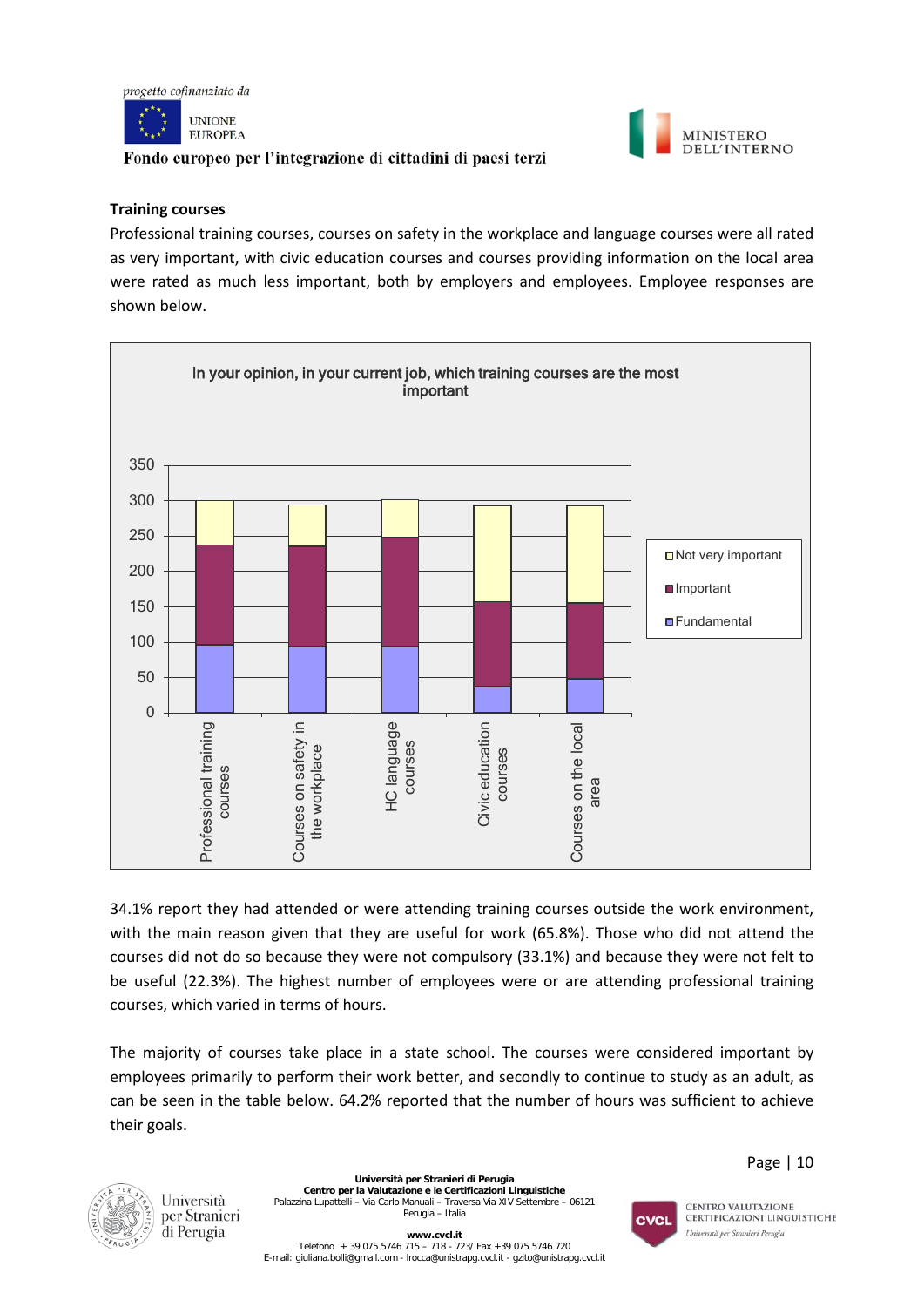## Training courses

Professional training courses, courses on safety in the workplace and language courses were all rated as very important, with civic education courses and courses providing information on the local area were rated as much less important, both by employers and employees. Employee responses are shown below.

In your opinion, in your current job, which training courses are the most important

34.1% report they had attended or were attending training courses outside the work environment, with the main reason given that they are useful for work (65.8%). Those who did not attend the courses did not do so because they were not compulsory (33.1%) and because they were not felt to be useful (22.3%). The highest number of employees were or are attending professional training courses, which varied in terms of hours.

The majority of courses take place in a state school. The courses were considered important by employees primarily to perform their work better, and secondly to continue to study as an adult, as can be seen in the table below. 64.2% reported that the number of hours was sufficient to achieve their goals.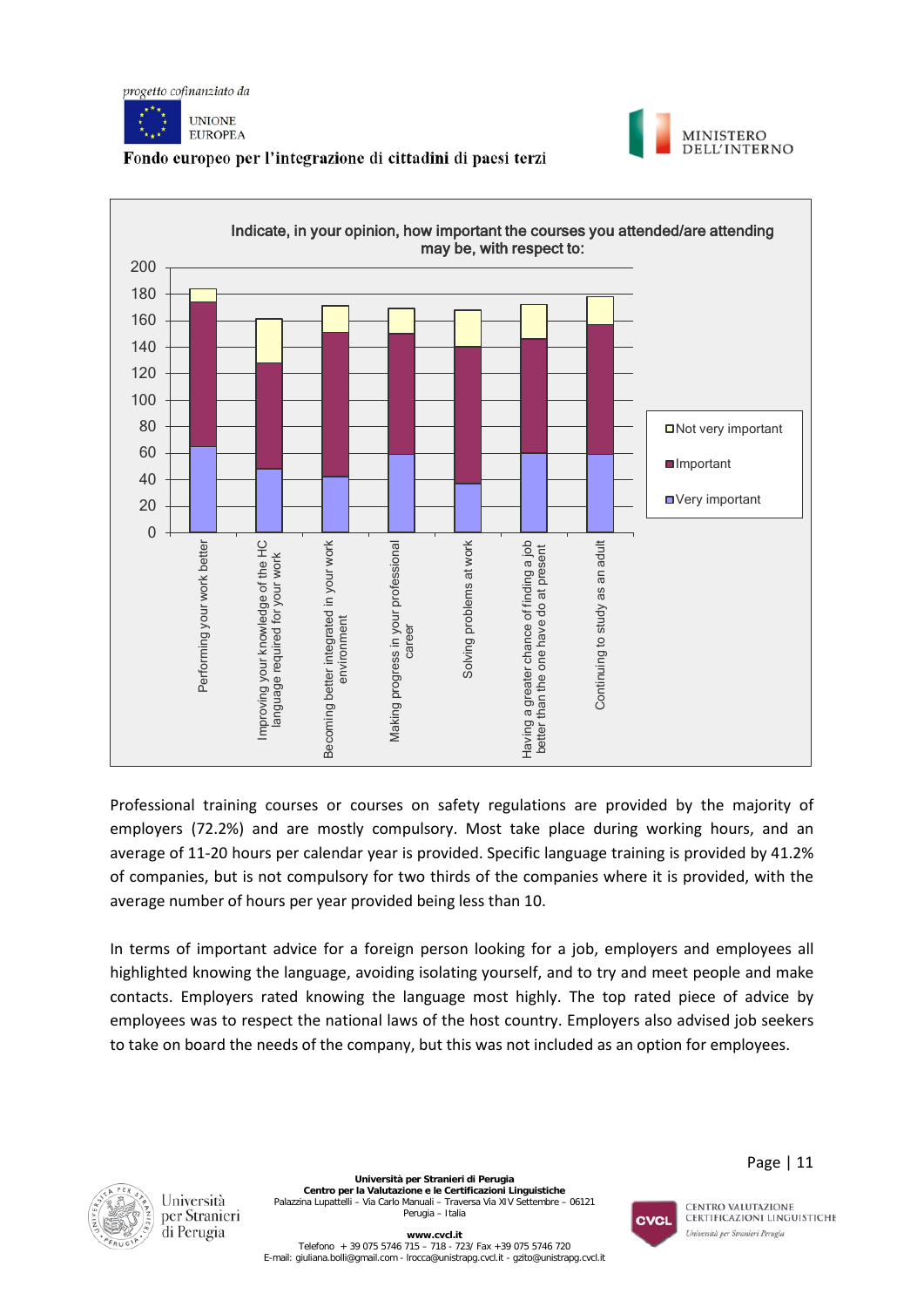Indicate, in your opinion, how important the courses you attended/are attending may be, with respect to:

Professional training courses or courses on safety regulations are provided by the majority of employers (72.2%) and are mostly compulsory. Most take place during working hours, and an average of 11-20 hours per calendar year is provided. Specific language training is provided by 41.2% of companies, but is not compulsory for two thirds of the companies where it is provided, with the average number of hours per year provided being less than 10.

In terms of important advice for a foreign person looking for a job, employers and employees all highlighted knowing the language, avoiding isolating yourself, and to try and meet people and make contacts. Employers rated knowing the language most highly. The top rated piece of advice by employees was to respect the national laws of the host country. Employers also advised job seekers to take on board the needs of the company, but this was not included as an option for employees.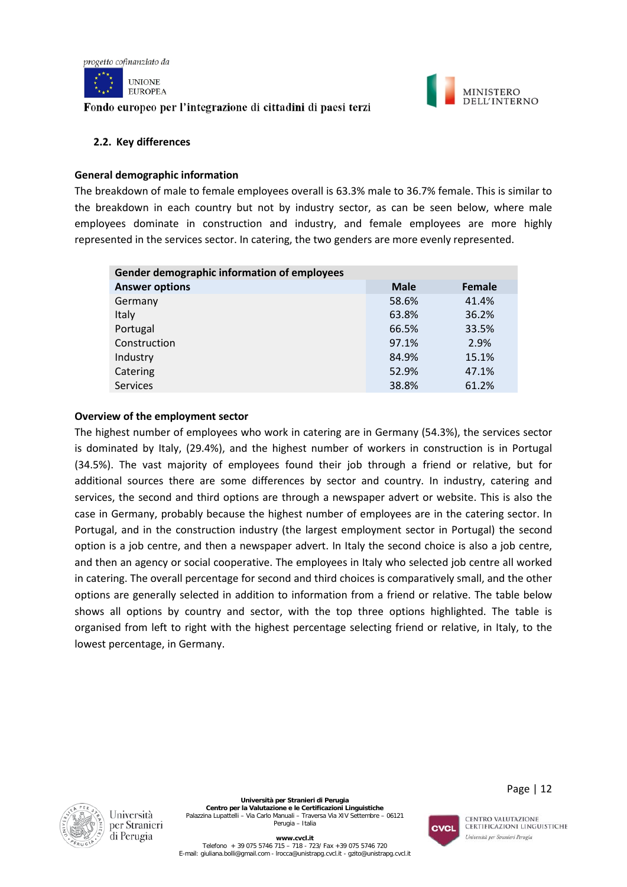### 2.2. Key differences

**General demographic information**

The breakdown of male to female employees overall is 63.3% male to 36.7% female. This is similar to the breakdown in each country but not by industry sector, as can be seen below, where male employees dominate in construction and industry, and female employees are more highly represented in the services sector. In catering, the two genders are more evenly represented.

| Gender demographic information of employees | | |
|---|---|---|
| **Answer options** | **Male** | **Female** |
| Germany | 58.6% | 41.4% |
| Italy | 63.8% | 36.2% |
| Portugal | 66.5% | 33.5% |
| Construction | 97.1% | 2.9% |
| Industry | 84.9% | 15.1% |
| Catering | 52.9% | 47.1% |
| Services | 38.8% | 61.2% |

**Overview of the employment sector**

The highest number of employees who work in catering are in Germany (54.3%), the services sector is dominated by Italy, (29.4%), and the highest number of workers in construction is in Portugal (34.5%). The vast majority of employees found their job through a friend or relative, but for additional sources there are some differences by sector and country. In industry, catering and services, the second and third options are through a newspaper advert or website. This is also the case in Germany, probably because the highest number of employees are in the catering sector. In Portugal, and in the construction industry (the largest employment sector in Portugal) the second option is a job centre, and then a newspaper advert. In Italy the second choice is also a job centre, and then an agency or social cooperative. The employees in Italy who selected job centre all worked in catering. The overall percentage for second and third choices is comparatively small, and the other options are generally selected in addition to information from a friend or relative. The table below shows all options by country and sector, with the top three options highlighted. The table is organised from left to right with the highest percentage selecting friend or relative, in Italy, to the lowest percentage, in Germany.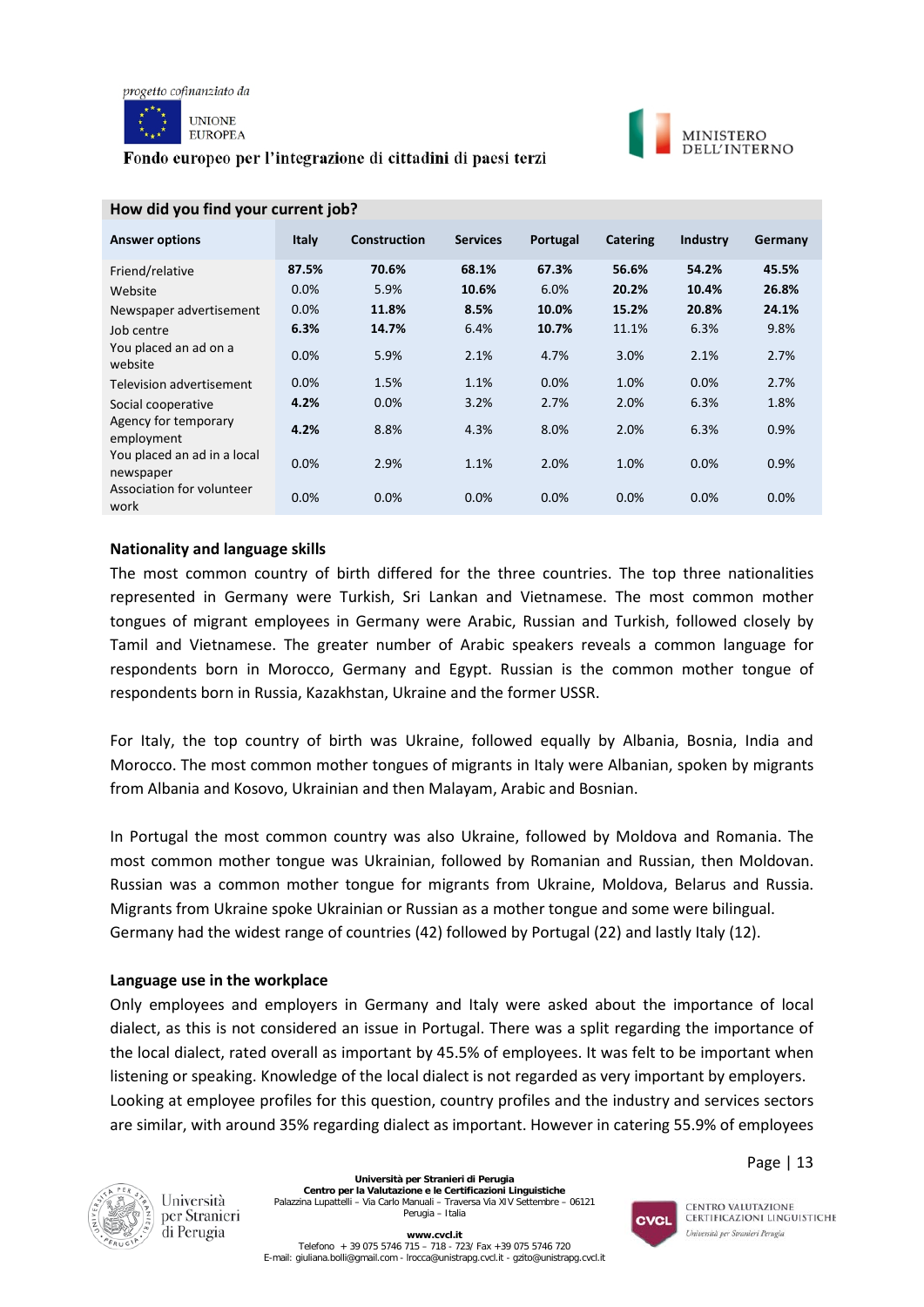| How did you find your current job? | | | | | | | |
|---|---|---|---|---|---|---|---|
| **Answer options** | **Italy** | **Construction** | **Services** | **Portugal** | **Catering** | **Industry** | **Germany** |
| Friend/relative | **87.5%** | **70.6%** | **68.1%** | **67.3%** | **56.6%** | **54.2%** | **45.5%** |
| Website | 0.0% | 5.9% | **10.6%** | 6.0% | **20.2%** | **10.4%** | **26.8%** |
| Newspaper advertisement | 0.0% | **11.8%** | 8.5% | **10.0%** | **15.2%** | **20.8%** | **24.1%** |
| Job centre | **6.3%** | **14.7%** | 6.4% | **10.7%** | 11.1% | 6.3% | 9.8% |
| You placed an ad on a website | 0.0% | 5.9% | 2.1% | 4.7% | 3.0% | 2.1% | 2.7% |
| Television advertisement | 0.0% | 1.5% | 1.1% | 0.0% | 1.0% | 0.0% | 2.7% |
| Social cooperative | **4.2%** | 0.0% | 3.2% | 2.7% | 2.0% | 6.3% | 1.8% |
| Agency for temporary employment | **4.2%** | 8.8% | 4.3% | 8.0% | 2.0% | 6.3% | 0.9% |
| You placed an ad in a local newspaper | 0.0% | 2.9% | 1.1% | 2.0% | 1.0% | 0.0% | 0.9% |
| Association for volunteer work | 0.0% | 0.0% | 0.0% | 0.0% | 0.0% | 0.0% | 0.0% |

**Nationality and language skills**

The most common country of birth differed for the three countries. The top three nationalities represented in Germany were Turkish, Sri Lankan and Vietnamese. The most common mother tongues of migrant employees in Germany were Arabic, Russian and Turkish, followed closely by Tamil and Vietnamese. The greater number of Arabic speakers reveals a common language for respondents born in Morocco, Germany and Egypt. Russian is the common mother tongue of respondents born in Russia, Kazakhstan, Ukraine and the former USSR.

For Italy, the top country of birth was Ukraine, followed equally by Albania, Bosnia, India and Morocco. The most common mother tongues of migrants in Italy were Albanian, spoken by migrants from Albania and Kosovo, Ukrainian and then Malayam, Arabic and Bosnian.

In Portugal the most common country was also Ukraine, followed by Moldova and Romania. The most common mother tongue was Ukrainian, followed by Romanian and Russian, then Moldovan. Russian was a common mother tongue for migrants from Ukraine, Moldova, Belarus and Russia. Migrants from Ukraine spoke Ukrainian or Russian as a mother tongue and some were bilingual. Germany had the widest range of countries (42) followed by Portugal (22) and lastly Italy (12).

**Language use in the workplace**

Only employees and employers in Germany and Italy were asked about the importance of local dialect, as this is not considered an issue in Portugal. There was a split regarding the importance of the local dialect, rated overall as important by 45.5% of employees. It was felt to be important when listening or speaking. Knowledge of the local dialect is not regarded as very important by employers. Looking at employee profiles for this question, country profiles and the industry and services sectors are similar, with around 35% regarding dialect as important. However in catering 55.9% of employees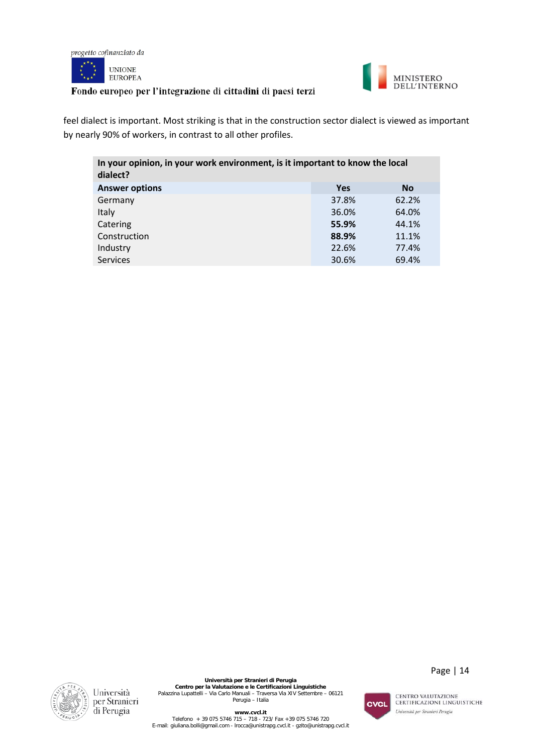feel dialect is important. Most striking is that in the construction sector dialect is viewed as important by nearly 90% of workers, in contrast to all other profiles.

**In your opinion, in your work environment, is it important to know the local dialect?**

| Answer options | Yes | No |
|---|---|---|
| Germany | 37.8% | 62.2% |
| Italy | 36.0% | 64.0% |
| Catering | **55.9%** | 44.1% |
| Construction | **88.9%** | 11.1% |
| Industry | 22.6% | 77.4% |
| Services | 30.6% | 69.4% |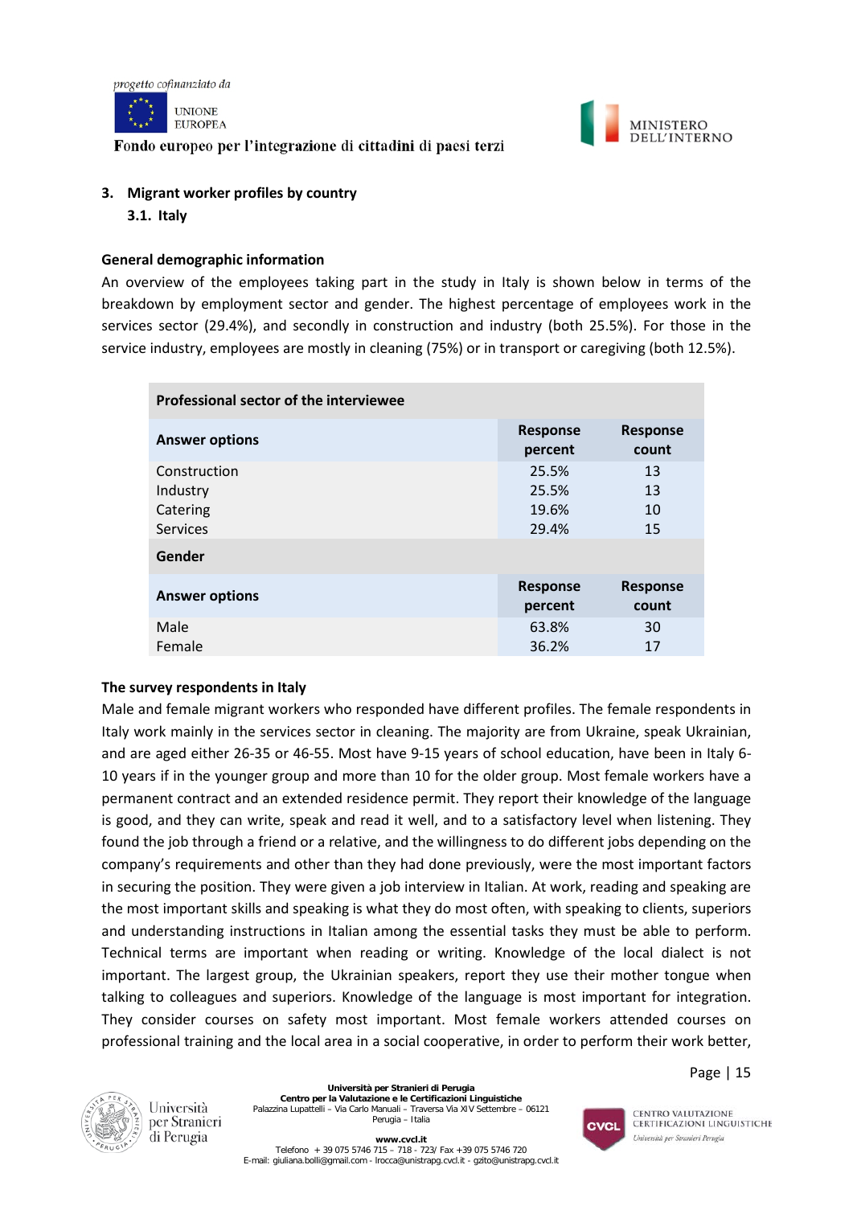## 3. Migrant worker profiles by country

### 3.1. Italy

**General demographic information**

An overview of the employees taking part in the study in Italy is shown below in terms of the breakdown by employment sector and gender. The highest percentage of employees work in the services sector (29.4%), and secondly in construction and industry (both 25.5%). For those in the service industry, employees are mostly in cleaning (75%) or in transport or caregiving (both 12.5%).

| Professional sector of the interviewee | | |
|---|---|---|
| **Answer options** | **Response percent** | **Response count** |
| Construction | 25.5% | 13 |
| Industry | 25.5% | 13 |
| Catering | 19.6% | 10 |
| Services | 29.4% | 15 |
| **Gender** | | |
| **Answer options** | **Response percent** | **Response count** |
| Male | 63.8% | 30 |
| Female | 36.2% | 17 |

**The survey respondents in Italy**

Male and female migrant workers who responded have different profiles. The female respondents in Italy work mainly in the services sector in cleaning. The majority are from Ukraine, speak Ukrainian, and are aged either 26-35 or 46-55. Most have 9-15 years of school education, have been in Italy 6-10 years if in the younger group and more than 10 for the older group. Most female workers have a permanent contract and an extended residence permit. They report their knowledge of the language is good, and they can write, speak and read it well, and to a satisfactory level when listening. They found the job through a friend or a relative, and the willingness to do different jobs depending on the company's requirements and other than they had done previously, were the most important factors in securing the position. They were given a job interview in Italian. At work, reading and speaking are the most important skills and speaking is what they do most often, with speaking to clients, superiors and understanding instructions in Italian among the essential tasks they must be able to perform. Technical terms are important when reading or writing. Knowledge of the local dialect is not important. The largest group, the Ukrainian speakers, report they use their mother tongue when talking to colleagues and superiors. Knowledge of the language is most important for integration. They consider courses on safety most important. Most female workers attended courses on professional training and the local area in a social cooperative, in order to perform their work better,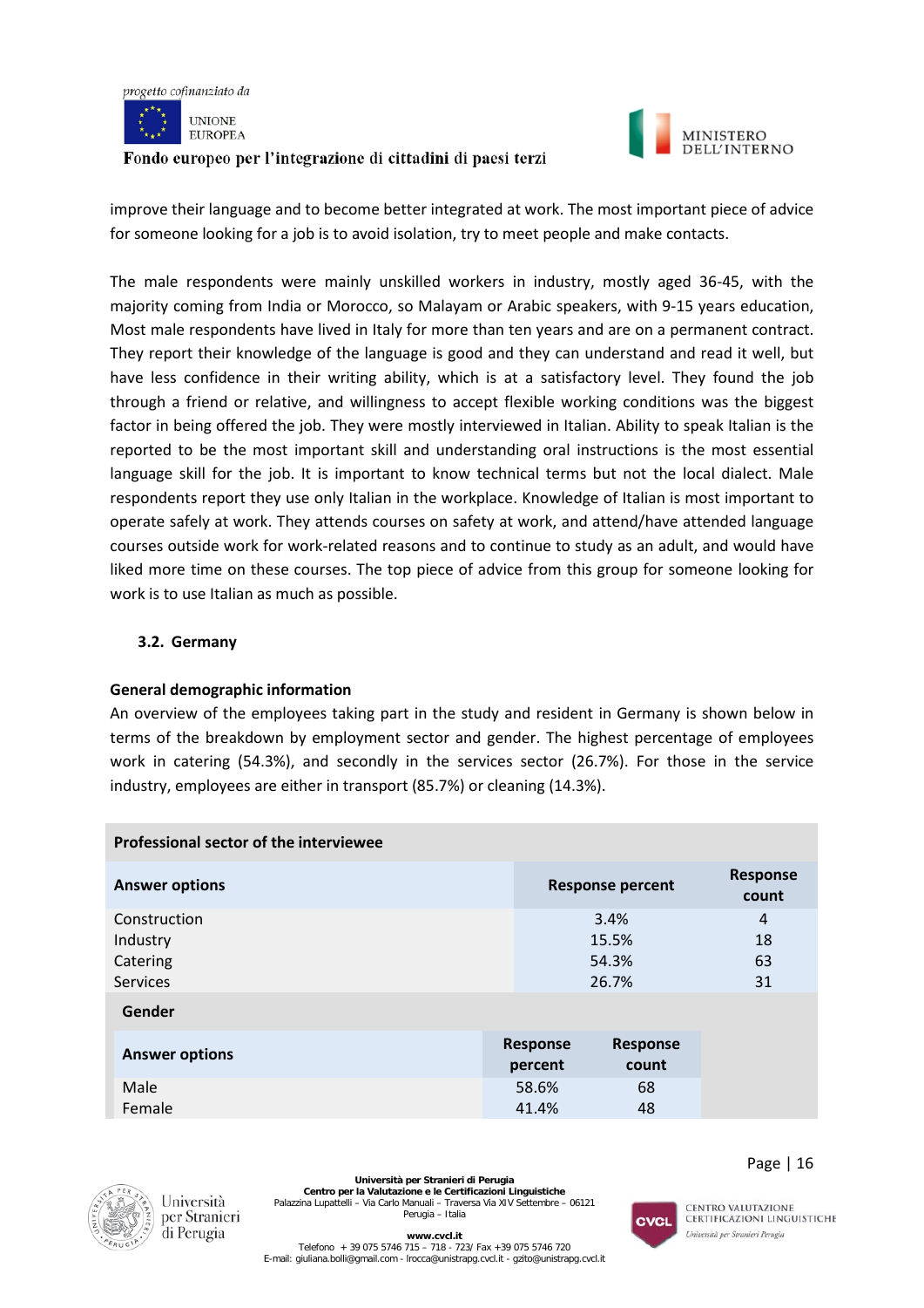improve their language and to become better integrated at work. The most important piece of advice for someone looking for a job is to avoid isolation, try to meet people and make contacts.

The male respondents were mainly unskilled workers in industry, mostly aged 36-45, with the majority coming from India or Morocco, so Malayam or Arabic speakers, with 9-15 years education, Most male respondents have lived in Italy for more than ten years and are on a permanent contract. They report their knowledge of the language is good and they can understand and read it well, but have less confidence in their writing ability, which is at a satisfactory level. They found the job through a friend or relative, and willingness to accept flexible working conditions was the biggest factor in being offered the job. They were mostly interviewed in Italian. Ability to speak Italian is the reported to be the most important skill and understanding oral instructions is the most essential language skill for the job. It is important to know technical terms but not the local dialect. Male respondents report they use only Italian in the workplace. Knowledge of Italian is most important to operate safely at work. They attends courses on safety at work, and attend/have attended language courses outside work for work-related reasons and to continue to study as an adult, and would have liked more time on these courses. The top piece of advice from this group for someone looking for work is to use Italian as much as possible.

### 3.2. Germany

**General demographic information**

An overview of the employees taking part in the study and resident in Germany is shown below in terms of the breakdown by employment sector and gender. The highest percentage of employees work in catering (54.3%), and secondly in the services sector (26.7%). For those in the service industry, employees are either in transport (85.7%) or cleaning (14.3%).

**Professional sector of the interviewee**

| Answer options | Response percent | Response count |
|---|---|---|
| Construction | 3.4% | 4 |
| Industry | 15.5% | 18 |
| Catering | 54.3% | 63 |
| Services | 26.7% | 31 |

**Gender**

| Answer options | Response percent | Response count |
|---|---|---|
| Male | 58.6% | 68 |
| Female | 41.4% | 48 |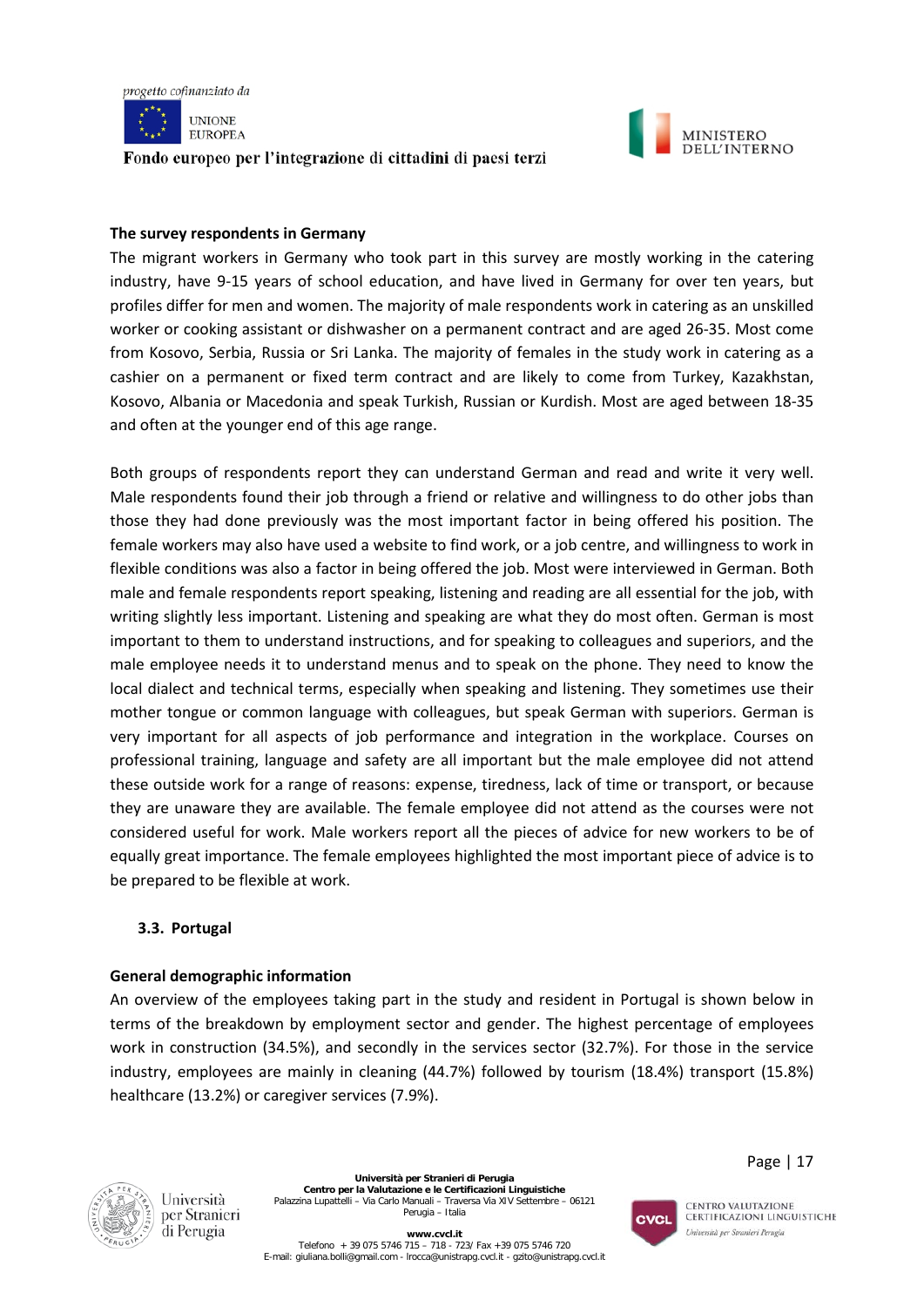**The survey respondents in Germany**

The migrant workers in Germany who took part in this survey are mostly working in the catering industry, have 9-15 years of school education, and have lived in Germany for over ten years, but profiles differ for men and women. The majority of male respondents work in catering as an unskilled worker or cooking assistant or dishwasher on a permanent contract and are aged 26-35. Most come from Kosovo, Serbia, Russia or Sri Lanka. The majority of females in the study work in catering as a cashier on a permanent or fixed term contract and are likely to come from Turkey, Kazakhstan, Kosovo, Albania or Macedonia and speak Turkish, Russian or Kurdish. Most are aged between 18-35 and often at the younger end of this age range.

Both groups of respondents report they can understand German and read and write it very well. Male respondents found their job through a friend or relative and willingness to do other jobs than those they had done previously was the most important factor in being offered his position. The female workers may also have used a website to find work, or a job centre, and willingness to work in flexible conditions was also a factor in being offered the job. Most were interviewed in German. Both male and female respondents report speaking, listening and reading are all essential for the job, with writing slightly less important. Listening and speaking are what they do most often. German is most important to them to understand instructions, and for speaking to colleagues and superiors, and the male employee needs it to understand menus and to speak on the phone. They need to know the local dialect and technical terms, especially when speaking and listening. They sometimes use their mother tongue or common language with colleagues, but speak German with superiors. German is very important for all aspects of job performance and integration in the workplace. Courses on professional training, language and safety are all important but the male employee did not attend these outside work for a range of reasons: expense, tiredness, lack of time or transport, or because they are unaware they are available. The female employee did not attend as the courses were not considered useful for work. Male workers report all the pieces of advice for new workers to be of equally great importance. The female employees highlighted the most important piece of advice is to be prepared to be flexible at work.

### 3.3. Portugal

**General demographic information**

An overview of the employees taking part in the study and resident in Portugal is shown below in terms of the breakdown by employment sector and gender. The highest percentage of employees work in construction (34.5%), and secondly in the services sector (32.7%). For those in the service industry, employees are mainly in cleaning (44.7%) followed by tourism (18.4%) transport (15.8%) healthcare (13.2%) or caregiver services (7.9%).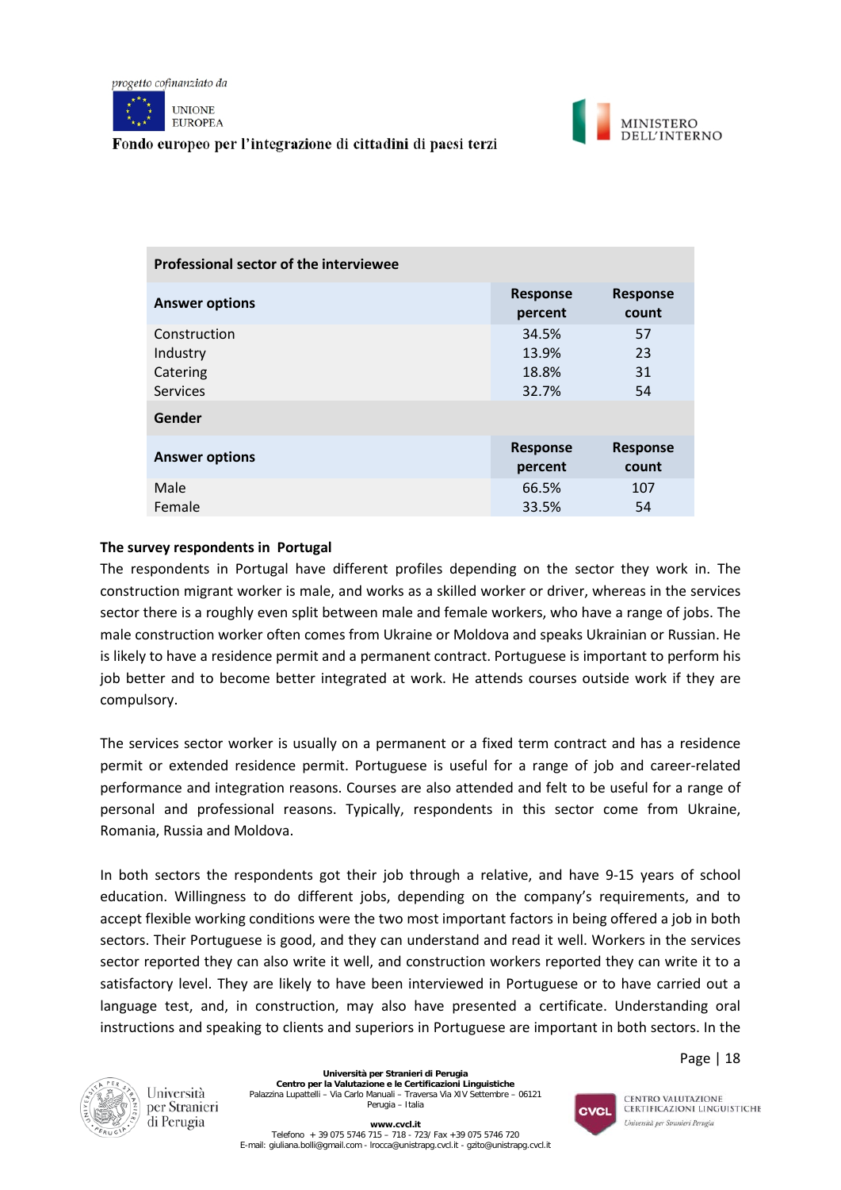| Professional sector of the interviewee | | |
|---|---|---|
| **Answer options** | **Response percent** | **Response count** |
| Construction | 34.5% | 57 |
| Industry | 13.9% | 23 |
| Catering | 18.8% | 31 |
| Services | 32.7% | 54 |

| Gender | | |
|---|---|---|
| **Answer options** | **Response percent** | **Response count** |
| Male | 66.5% | 107 |
| Female | 33.5% | 54 |

**The survey respondents in Portugal**

The respondents in Portugal have different profiles depending on the sector they work in. The construction migrant worker is male, and works as a skilled worker or driver, whereas in the services sector there is a roughly even split between male and female workers, who have a range of jobs. The male construction worker often comes from Ukraine or Moldova and speaks Ukrainian or Russian. He is likely to have a residence permit and a permanent contract. Portuguese is important to perform his job better and to become better integrated at work. He attends courses outside work if they are compulsory.

The services sector worker is usually on a permanent or a fixed term contract and has a residence permit or extended residence permit. Portuguese is useful for a range of job and career-related performance and integration reasons. Courses are also attended and felt to be useful for a range of personal and professional reasons. Typically, respondents in this sector come from Ukraine, Romania, Russia and Moldova.

In both sectors the respondents got their job through a relative, and have 9-15 years of school education. Willingness to do different jobs, depending on the company's requirements, and to accept flexible working conditions were the two most important factors in being offered a job in both sectors. Their Portuguese is good, and they can understand and read it well. Workers in the services sector reported they can also write it well, and construction workers reported they can write it to a satisfactory level. They are likely to have been interviewed in Portuguese or to have carried out a language test, and, in construction, may also have presented a certificate. Understanding oral instructions and speaking to clients and superiors in Portuguese are important in both sectors. In the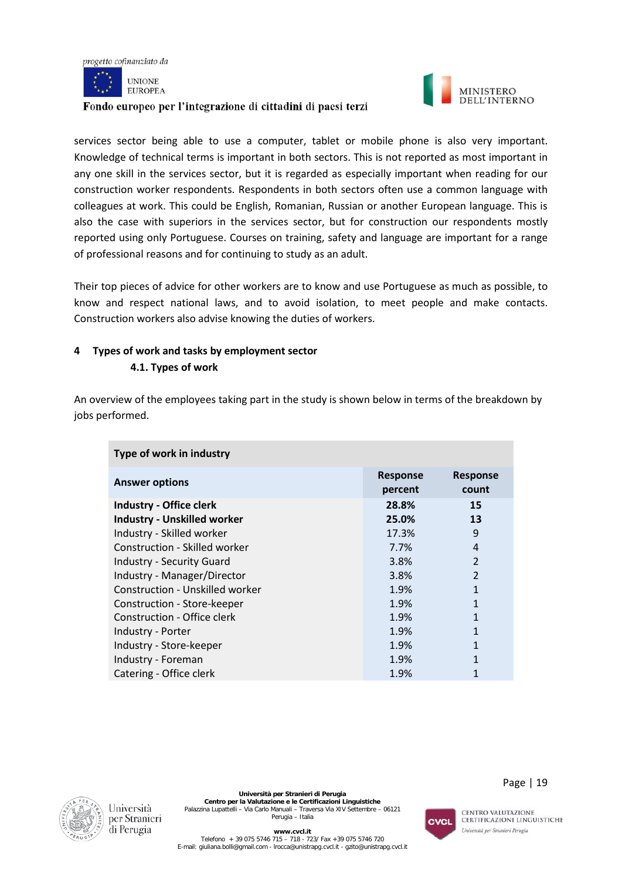services sector being able to use a computer, tablet or mobile phone is also very important. Knowledge of technical terms is important in both sectors. This is not reported as most important in any one skill in the services sector, but it is regarded as especially important when reading for our construction worker respondents. Respondents in both sectors often use a common language with colleagues at work. This could be English, Romanian, Russian or another European language. This is also the case with superiors in the services sector, but for construction our respondents mostly reported using only Portuguese. Courses on training, safety and language are important for a range of professional reasons and for continuing to study as an adult.

Their top pieces of advice for other workers are to know and use Portuguese as much as possible, to know and respect national laws, and to avoid isolation, to meet people and make contacts. Construction workers also advise knowing the duties of workers.

# 4 Types of work and tasks by employment sector

## 4.1. Types of work

An overview of the employees taking part in the study is shown below in terms of the breakdown by jobs performed.

| Type of work in industry | | |
|---|---|---|
| **Answer options** | **Response percent** | **Response count** |
| **Industry - Office clerk** | **28.8%** | **15** |
| **Industry - Unskilled worker** | **25.0%** | **13** |
| Industry - Skilled worker | 17.3% | 9 |
| Construction - Skilled worker | 7.7% | 4 |
| Industry - Security Guard | 3.8% | 2 |
| Industry - Manager/Director | 3.8% | 2 |
| Construction - Unskilled worker | 1.9% | 1 |
| Construction - Store-keeper | 1.9% | 1 |
| Construction - Office clerk | 1.9% | 1 |
| Industry - Porter | 1.9% | 1 |
| Industry - Store-keeper | 1.9% | 1 |
| Industry - Foreman | 1.9% | 1 |
| Catering - Office clerk | 1.9% | 1 |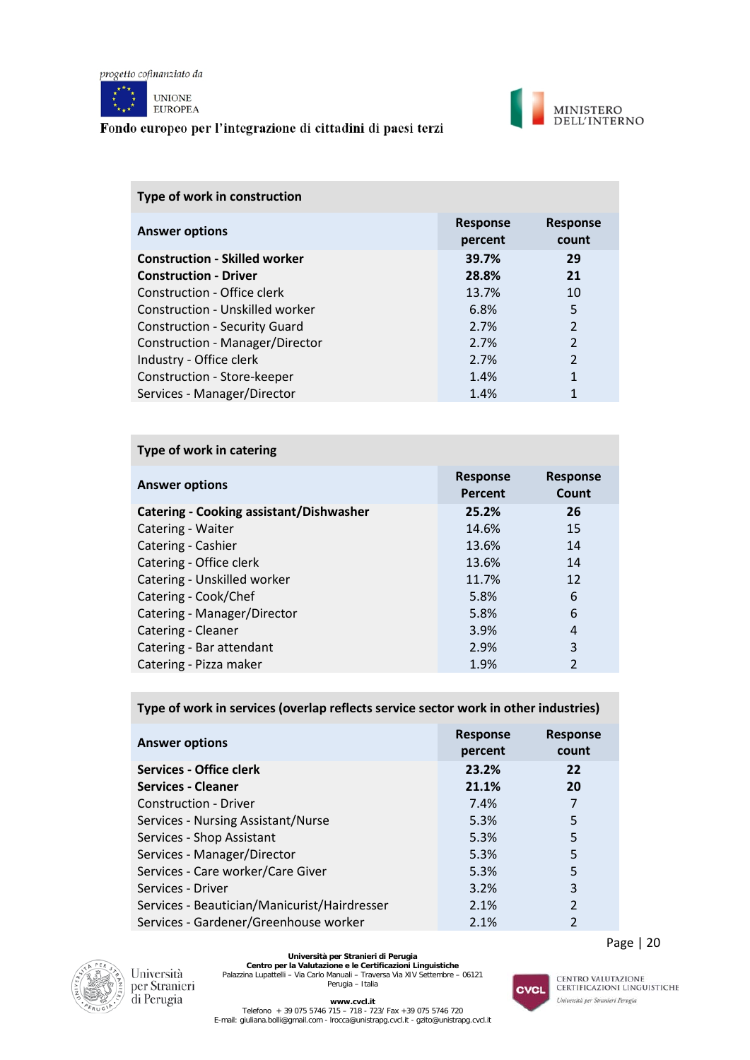| Type of work in construction | | |
|---|---|---|
| **Answer options** | **Response percent** | **Response count** |
| **Construction - Skilled worker** | **39.7%** | **29** |
| **Construction - Driver** | **28.8%** | **21** |
| Construction - Office clerk | 13.7% | 10 |
| Construction - Unskilled worker | 6.8% | 5 |
| Construction - Security Guard | 2.7% | 2 |
| Construction - Manager/Director | 2.7% | 2 |
| Industry - Office clerk | 2.7% | 2 |
| Construction - Store-keeper | 1.4% | 1 |
| Services - Manager/Director | 1.4% | 1 |

| Type of work in catering | | |
|---|---|---|
| **Answer options** | **Response Percent** | **Response Count** |
| **Catering - Cooking assistant/Dishwasher** | **25.2%** | **26** |
| Catering - Waiter | 14.6% | 15 |
| Catering - Cashier | 13.6% | 14 |
| Catering - Office clerk | 13.6% | 14 |
| Catering - Unskilled worker | 11.7% | 12 |
| Catering - Cook/Chef | 5.8% | 6 |
| Catering - Manager/Director | 5.8% | 6 |
| Catering - Cleaner | 3.9% | 4 |
| Catering - Bar attendant | 2.9% | 3 |
| Catering - Pizza maker | 1.9% | 2 |

| Type of work in services (overlap reflects service sector work in other industries) | | |
|---|---|---|
| **Answer options** | **Response percent** | **Response count** |
| **Services - Office clerk** | **23.2%** | **22** |
| **Services - Cleaner** | **21.1%** | **20** |
| Construction - Driver | 7.4% | 7 |
| Services - Nursing Assistant/Nurse | 5.3% | 5 |
| Services - Shop Assistant | 5.3% | 5 |
| Services - Manager/Director | 5.3% | 5 |
| Services - Care worker/Care Giver | 5.3% | 5 |
| Services - Driver | 3.2% | 3 |
| Services - Beautician/Manicurist/Hairdresser | 2.1% | 2 |
| Services - Gardener/Greenhouse worker | 2.1% | 2 |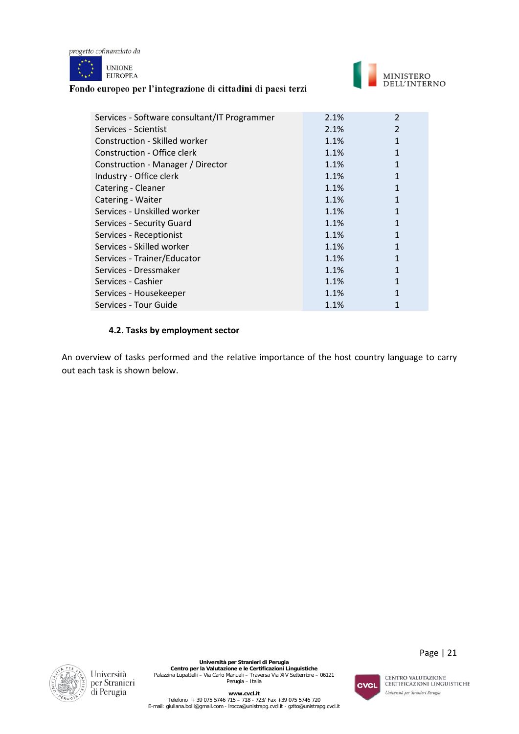| | | |
|---|---|---|
| Services - Software consultant/IT Programmer | 2.1% | 2 |
| Services - Scientist | 2.1% | 2 |
| Construction - Skilled worker | 1.1% | 1 |
| Construction - Office clerk | 1.1% | 1 |
| Construction - Manager / Director | 1.1% | 1 |
| Industry - Office clerk | 1.1% | 1 |
| Catering - Cleaner | 1.1% | 1 |
| Catering - Waiter | 1.1% | 1 |
| Services - Unskilled worker | 1.1% | 1 |
| Services - Security Guard | 1.1% | 1 |
| Services - Receptionist | 1.1% | 1 |
| Services - Skilled worker | 1.1% | 1 |
| Services - Trainer/Educator | 1.1% | 1 |
| Services - Dressmaker | 1.1% | 1 |
| Services - Cashier | 1.1% | 1 |
| Services - Housekeeper | 1.1% | 1 |
| Services - Tour Guide | 1.1% | 1 |

### 4.2. Tasks by employment sector

An overview of tasks performed and the relative importance of the host country language to carry out each task is shown below.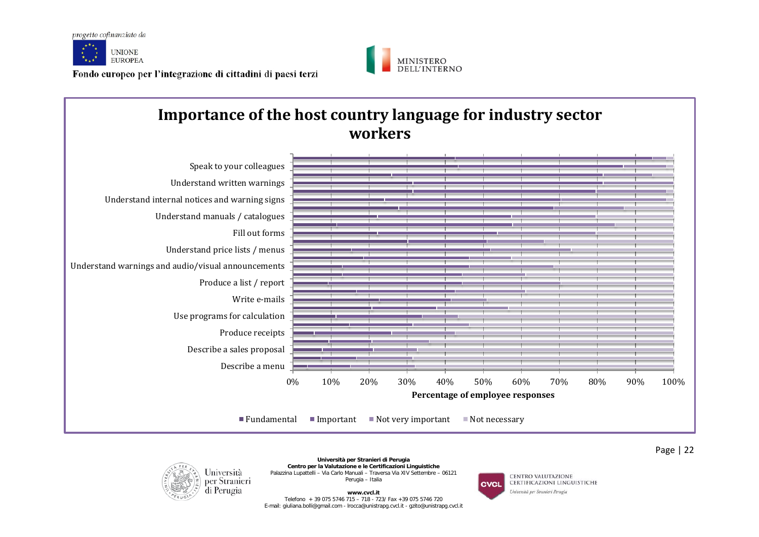# Importance of the host country language for industry sector workers

Speak to your colleagues

Understand written warnings

Understand internal notices and warning signs

Understand manuals / catalogues

Fill out forms

Understand price lists / menus

Understand warnings and audio/visual announcements

Produce a list / report

Write e-mails

Use programs for calculation

Produce receipts

Describe a sales proposal

Describe a menu

0% 10% 20% 30% 40% 50% 60% 70% 80% 90% 100%

Percentage of employee responses

■ Fundamental ■ Important ■ Not very important ■ Not necessary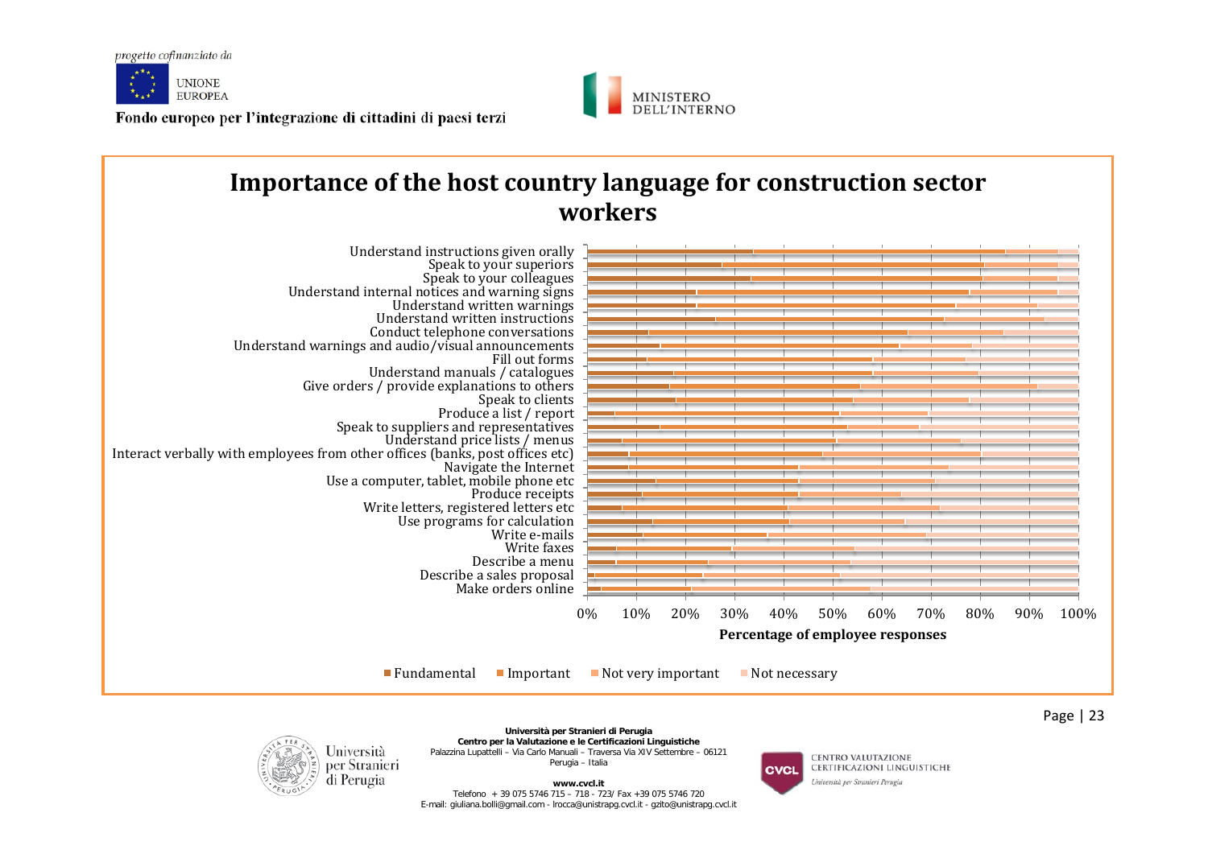# Importance of the host country language for construction sector workers

Understand instructions given orally
Speak to your superiors
Speak to your colleagues
Understand internal notices and warning signs
Understand written warnings
Understand written instructions
Conduct telephone conversations
Understand warnings and audio/visual announcements
Fill out forms
Understand manuals / catalogues
Give orders / provide explanations to others
Speak to clients
Produce a list / report
Speak to suppliers and representatives
Understand price lists / menus
Interact verbally with employees from other offices (banks, post offices etc)
Navigate the Internet
Use a computer, tablet, mobile phone etc
Produce receipts
Write letters, registered letters etc
Use programs for calculation
Write e-mails
Write faxes
Describe a menu
Describe a sales proposal
Make orders online

0% 10% 20% 30% 40% 50% 60% 70% 80% 90% 100%

**Percentage of employee responses**

Fundamental | Important | Not very important | Not necessary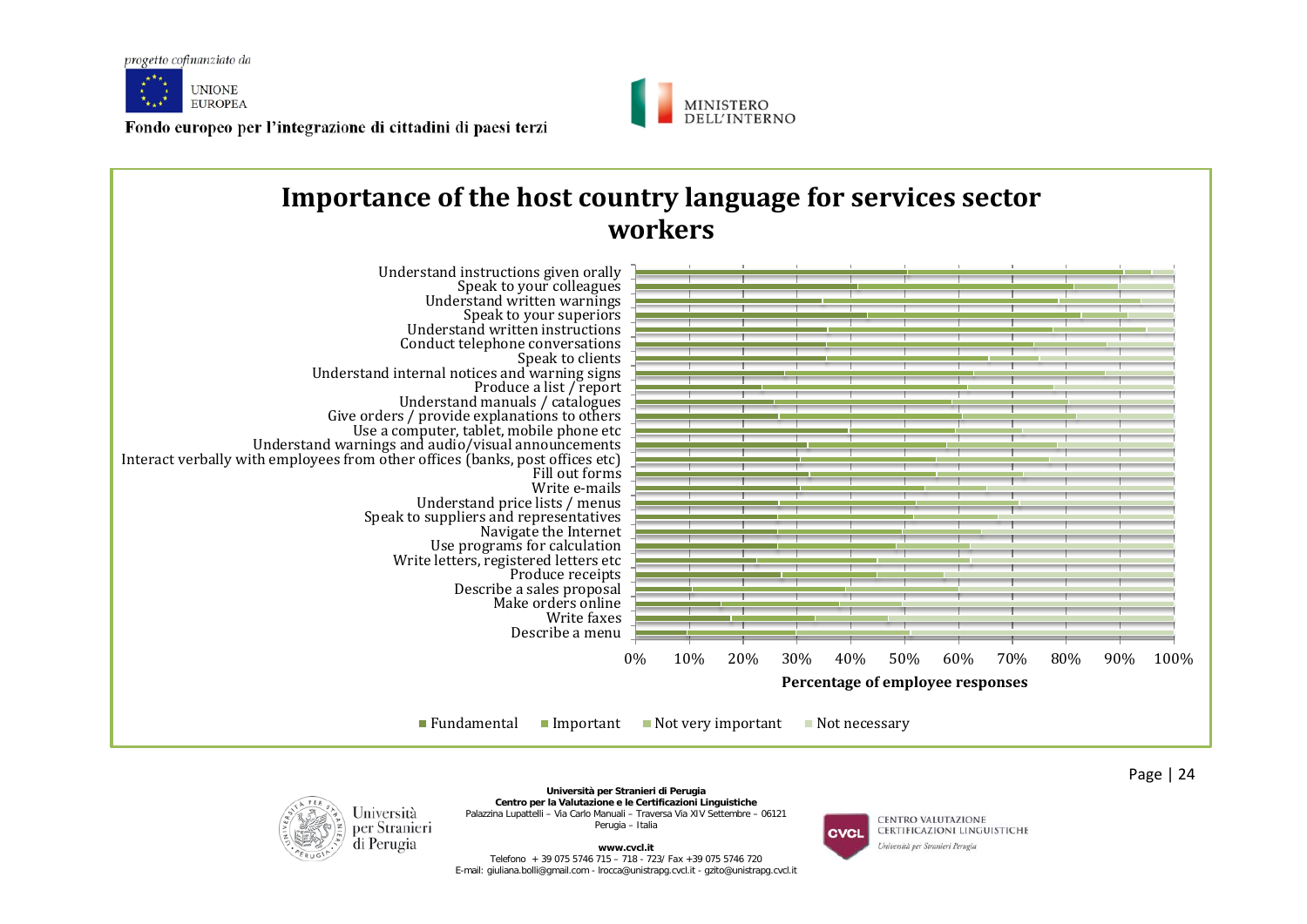# Importance of the host country language for services sector workers

Understand instructions given orally
Speak to your colleagues
Understand written warnings
Speak to your superiors
Understand written instructions
Conduct telephone conversations
Speak to clients
Understand internal notices and warning signs
Produce a list / report
Understand manuals / catalogues
Give orders / provide explanations to others
Use a computer, tablet, mobile phone etc
Understand warnings and audio/visual announcements
Interact verbally with employees from other offices (banks, post offices etc)
Fill out forms
Write e-mails
Understand price lists / menus
Speak to suppliers and representatives
Navigate the Internet
Use programs for calculation
Write letters, registered letters etc
Produce receipts
Describe a sales proposal
Make orders online
Write faxes
Describe a menu

0% 10% 20% 30% 40% 50% 60% 70% 80% 90% 100%

**Percentage of employee responses**

Fundamental | Important | Not very important | Not necessary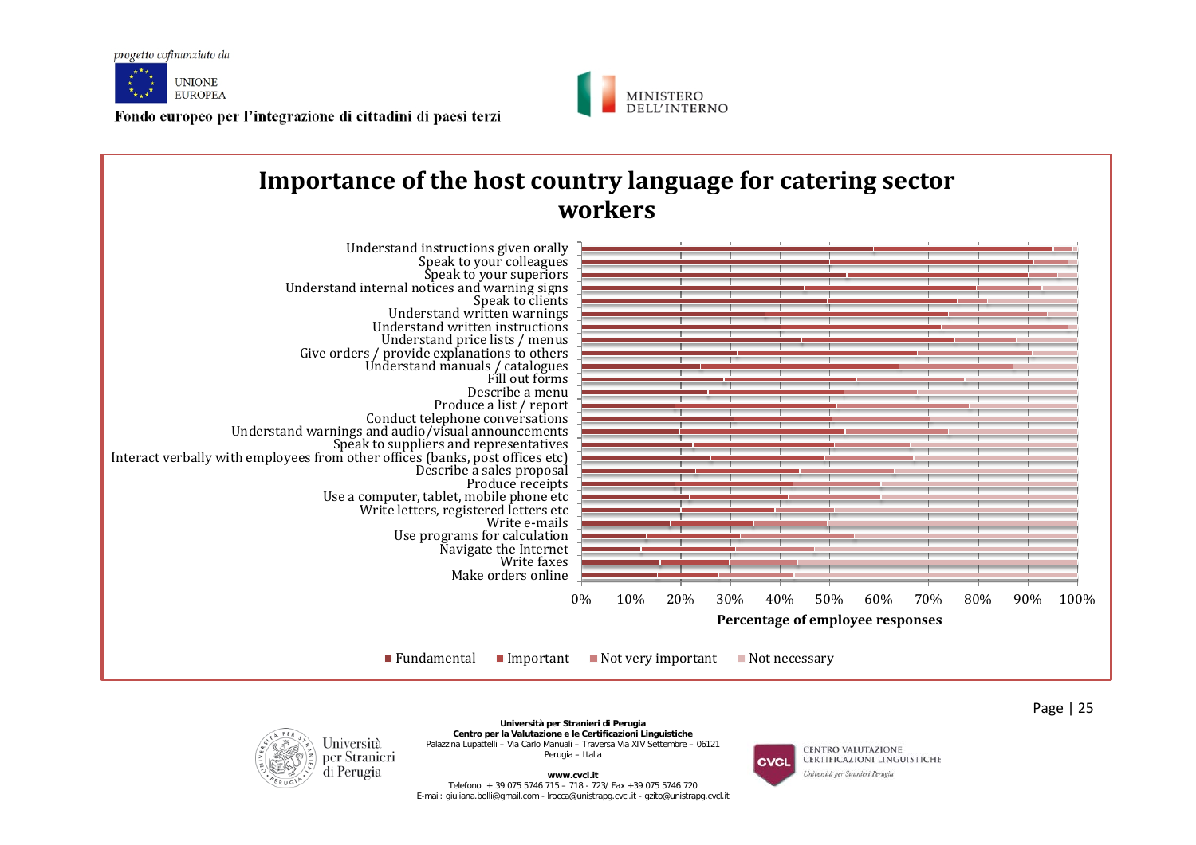progetto cofinanziato da

UNIONE EUROPEA

Fondo europeo per l'integrazione di cittadini di paesi terzi

MINISTERO DELL'INTERNO

## Importance of the host country language for catering sector workers

Understand instructions given orally
Speak to your colleagues
Speak to your superiors
Understand internal notices and warning signs
Speak to clients
Understand written warnings
Understand written instructions
Understand price lists / menus
Give orders / provide explanations to others
Understand manuals / catalogues
Fill out forms
Describe a menu
Produce a list / report
Conduct telephone conversations
Understand warnings and audio/visual announcements
Speak to suppliers and representatives
Interact verbally with employees from other offices (banks, post offices etc)
Describe a sales proposal
Produce receipts
Use a computer, tablet, mobile phone etc
Write letters, registered letters etc
Write e-mails
Use programs for calculation
Navigate the Internet
Write faxes
Make orders online

0% 10% 20% 30% 40% 50% 60% 70% 80% 90% 100%

Percentage of employee responses

■ Fundamental ■ Important ■ Not very important ■ Not necessary

Università per Stranieri di Perugia
Centro per la Valutazione e le Certificazioni Linguistiche
Palazzina Lupattelli – Via Carlo Manuali – Traversa Via XIV Settembre – 06121 Perugia – Italia
www.cvcl.it
Telefono + 39 075 5746 715 – 718 - 723/ Fax +39 075 5746 720
E-mail: giuliana.bolli@gmail.com - lrocca@unistrapg.cvcl.it - gzito@unistrapg.cvcl.it

CENTRO VALUTAZIONE CERTIFICAZIONI LINGUISTICHE
Università per Stranieri Perugia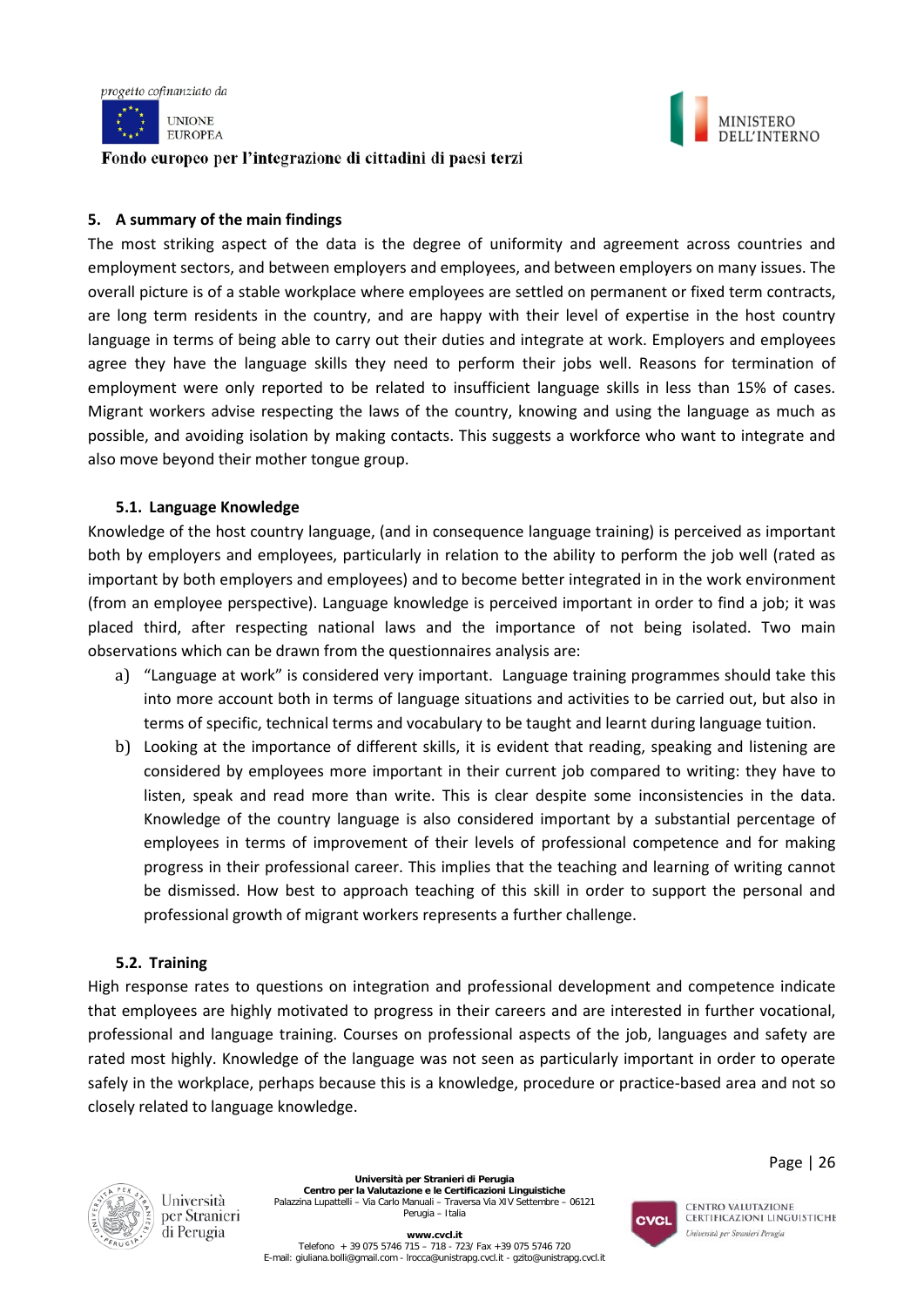## 5. A summary of the main findings

The most striking aspect of the data is the degree of uniformity and agreement across countries and employment sectors, and between employers and employees, and between employers on many issues. The overall picture is of a stable workplace where employees are settled on permanent or fixed term contracts, are long term residents in the country, and are happy with their level of expertise in the host country language in terms of being able to carry out their duties and integrate at work. Employers and employees agree they have the language skills they need to perform their jobs well. Reasons for termination of employment were only reported to be related to insufficient language skills in less than 15% of cases. Migrant workers advise respecting the laws of the country, knowing and using the language as much as possible, and avoiding isolation by making contacts. This suggests a workforce who want to integrate and also move beyond their mother tongue group.

### 5.1. Language Knowledge

Knowledge of the host country language, (and in consequence language training) is perceived as important both by employers and employees, particularly in relation to the ability to perform the job well (rated as important by both employers and employees) and to become better integrated in in the work environment (from an employee perspective). Language knowledge is perceived important in order to find a job; it was placed third, after respecting national laws and the importance of not being isolated. Two main observations which can be drawn from the questionnaires analysis are:

a) "Language at work" is considered very important. Language training programmes should take this into more account both in terms of language situations and activities to be carried out, but also in terms of specific, technical terms and vocabulary to be taught and learnt during language tuition.

b) Looking at the importance of different skills, it is evident that reading, speaking and listening are considered by employees more important in their current job compared to writing: they have to listen, speak and read more than write. This is clear despite some inconsistencies in the data. Knowledge of the country language is also considered important by a substantial percentage of employees in terms of improvement of their levels of professional competence and for making progress in their professional career. This implies that the teaching and learning of writing cannot be dismissed. How best to approach teaching of this skill in order to support the personal and professional growth of migrant workers represents a further challenge.

### 5.2. Training

High response rates to questions on integration and professional development and competence indicate that employees are highly motivated to progress in their careers and are interested in further vocational, professional and language training. Courses on professional aspects of the job, languages and safety are rated most highly. Knowledge of the language was not seen as particularly important in order to operate safely in the workplace, perhaps because this is a knowledge, procedure or practice-based area and not so closely related to language knowledge.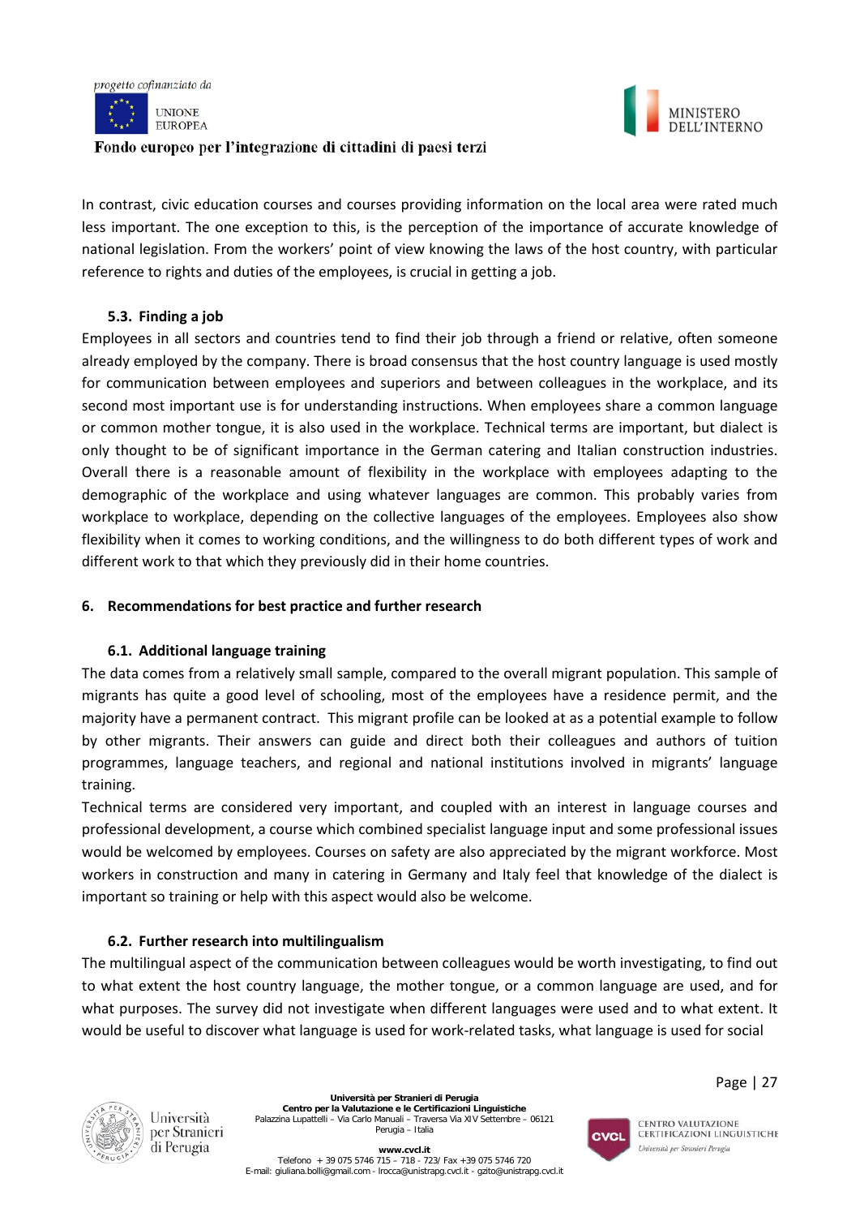In contrast, civic education courses and courses providing information on the local area were rated much less important. The one exception to this, is the perception of the importance of accurate knowledge of national legislation. From the workers' point of view knowing the laws of the host country, with particular reference to rights and duties of the employees, is crucial in getting a job.

### 5.3. Finding a job

Employees in all sectors and countries tend to find their job through a friend or relative, often someone already employed by the company. There is broad consensus that the host country language is used mostly for communication between employees and superiors and between colleagues in the workplace, and its second most important use is for understanding instructions. When employees share a common language or common mother tongue, it is also used in the workplace. Technical terms are important, but dialect is only thought to be of significant importance in the German catering and Italian construction industries. Overall there is a reasonable amount of flexibility in the workplace with employees adapting to the demographic of the workplace and using whatever languages are common. This probably varies from workplace to workplace, depending on the collective languages of the employees. Employees also show flexibility when it comes to working conditions, and the willingness to do both different types of work and different work to that which they previously did in their home countries.

## 6. Recommendations for best practice and further research

### 6.1. Additional language training

The data comes from a relatively small sample, compared to the overall migrant population. This sample of migrants has quite a good level of schooling, most of the employees have a residence permit, and the majority have a permanent contract. This migrant profile can be looked at as a potential example to follow by other migrants. Their answers can guide and direct both their colleagues and authors of tuition programmes, language teachers, and regional and national institutions involved in migrants' language training.

Technical terms are considered very important, and coupled with an interest in language courses and professional development, a course which combined specialist language input and some professional issues would be welcomed by employees. Courses on safety are also appreciated by the migrant workforce. Most workers in construction and many in catering in Germany and Italy feel that knowledge of the dialect is important so training or help with this aspect would also be welcome.

### 6.2. Further research into multilingualism

The multilingual aspect of the communication between colleagues would be worth investigating, to find out to what extent the host country language, the mother tongue, or a common language are used, and for what purposes. The survey did not investigate when different languages were used and to what extent. It would be useful to discover what language is used for work-related tasks, what language is used for social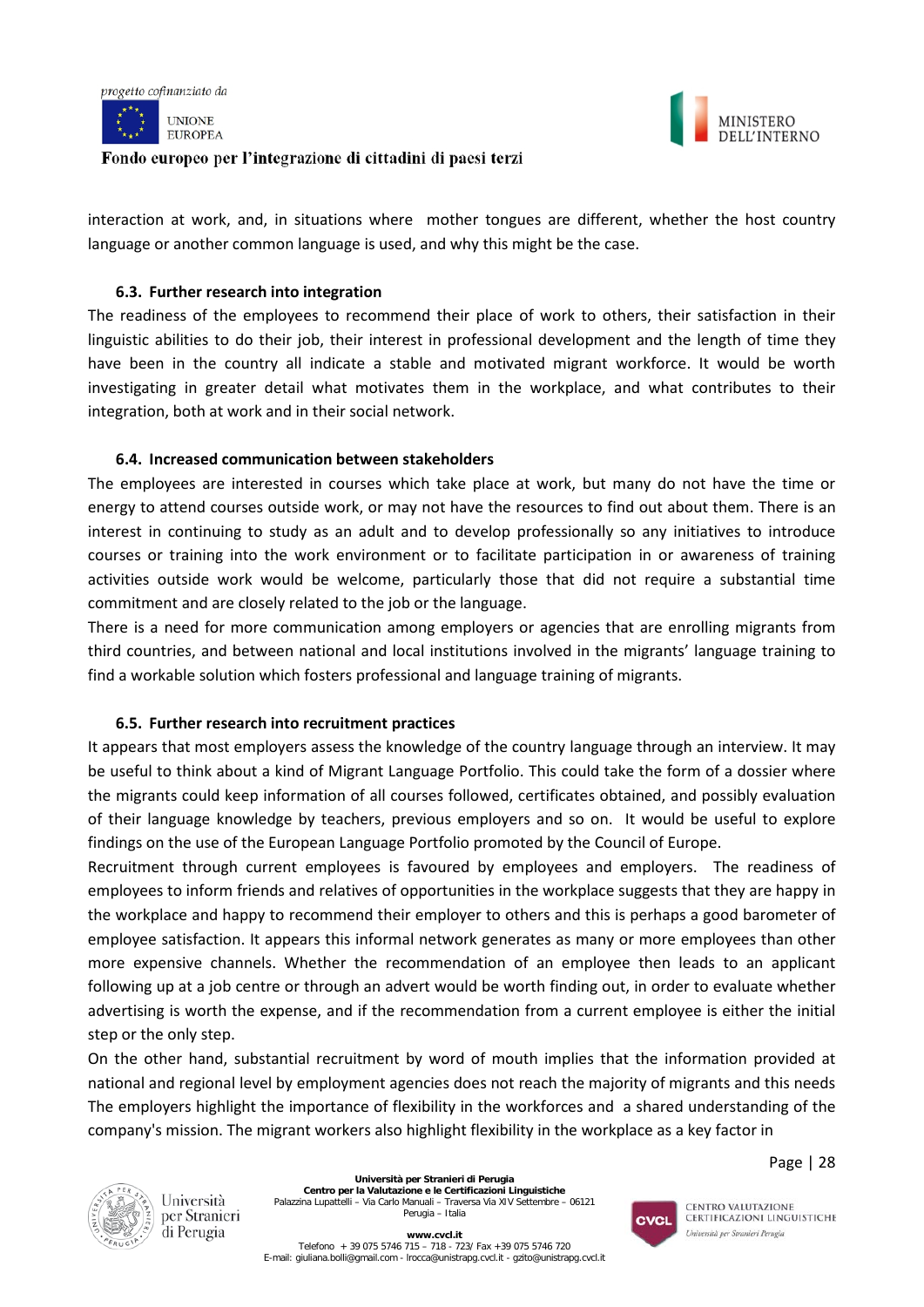interaction at work, and, in situations where mother tongues are different, whether the host country language or another common language is used, and why this might be the case.

### 6.3. Further research into integration

The readiness of the employees to recommend their place of work to others, their satisfaction in their linguistic abilities to do their job, their interest in professional development and the length of time they have been in the country all indicate a stable and motivated migrant workforce. It would be worth investigating in greater detail what motivates them in the workplace, and what contributes to their integration, both at work and in their social network.

### 6.4. Increased communication between stakeholders

The employees are interested in courses which take place at work, but many do not have the time or energy to attend courses outside work, or may not have the resources to find out about them. There is an interest in continuing to study as an adult and to develop professionally so any initiatives to introduce courses or training into the work environment or to facilitate participation in or awareness of training activities outside work would be welcome, particularly those that did not require a substantial time commitment and are closely related to the job or the language.

There is a need for more communication among employers or agencies that are enrolling migrants from third countries, and between national and local institutions involved in the migrants' language training to find a workable solution which fosters professional and language training of migrants.

### 6.5. Further research into recruitment practices

It appears that most employers assess the knowledge of the country language through an interview. It may be useful to think about a kind of Migrant Language Portfolio. This could take the form of a dossier where the migrants could keep information of all courses followed, certificates obtained, and possibly evaluation of their language knowledge by teachers, previous employers and so on. It would be useful to explore findings on the use of the European Language Portfolio promoted by the Council of Europe.

Recruitment through current employees is favoured by employees and employers. The readiness of employees to inform friends and relatives of opportunities in the workplace suggests that they are happy in the workplace and happy to recommend their employer to others and this is perhaps a good barometer of employee satisfaction. It appears this informal network generates as many or more employees than other more expensive channels. Whether the recommendation of an employee then leads to an applicant following up at a job centre or through an advert would be worth finding out, in order to evaluate whether advertising is worth the expense, and if the recommendation from a current employee is either the initial step or the only step.

On the other hand, substantial recruitment by word of mouth implies that the information provided at national and regional level by employment agencies does not reach the majority of migrants and this needs The employers highlight the importance of flexibility in the workforces and a shared understanding of the company's mission. The migrant workers also highlight flexibility in the workplace as a key factor in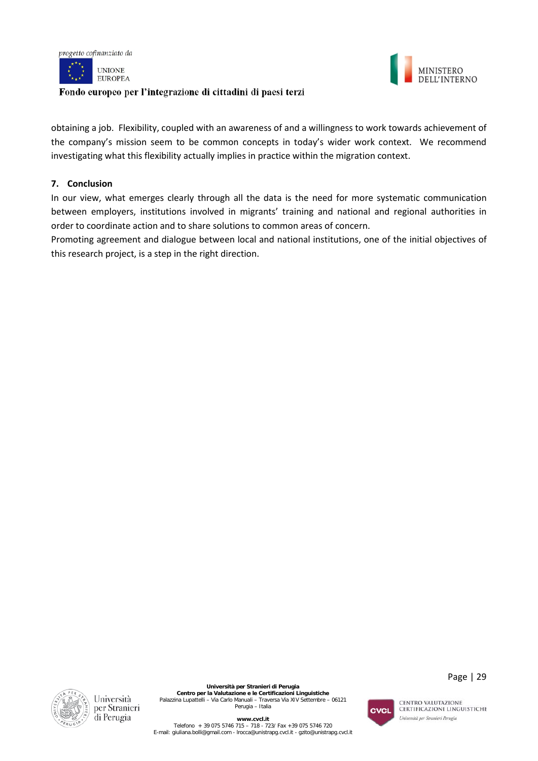obtaining a job. Flexibility, coupled with an awareness of and a willingness to work towards achievement of the company's mission seem to be common concepts in today's wider work context. We recommend investigating what this flexibility actually implies in practice within the migration context.

## 7. Conclusion

In our view, what emerges clearly through all the data is the need for more systematic communication between employers, institutions involved in migrants' training and national and regional authorities in order to coordinate action and to share solutions to common areas of concern.

Promoting agreement and dialogue between local and national institutions, one of the initial objectives of this research project, is a step in the right direction.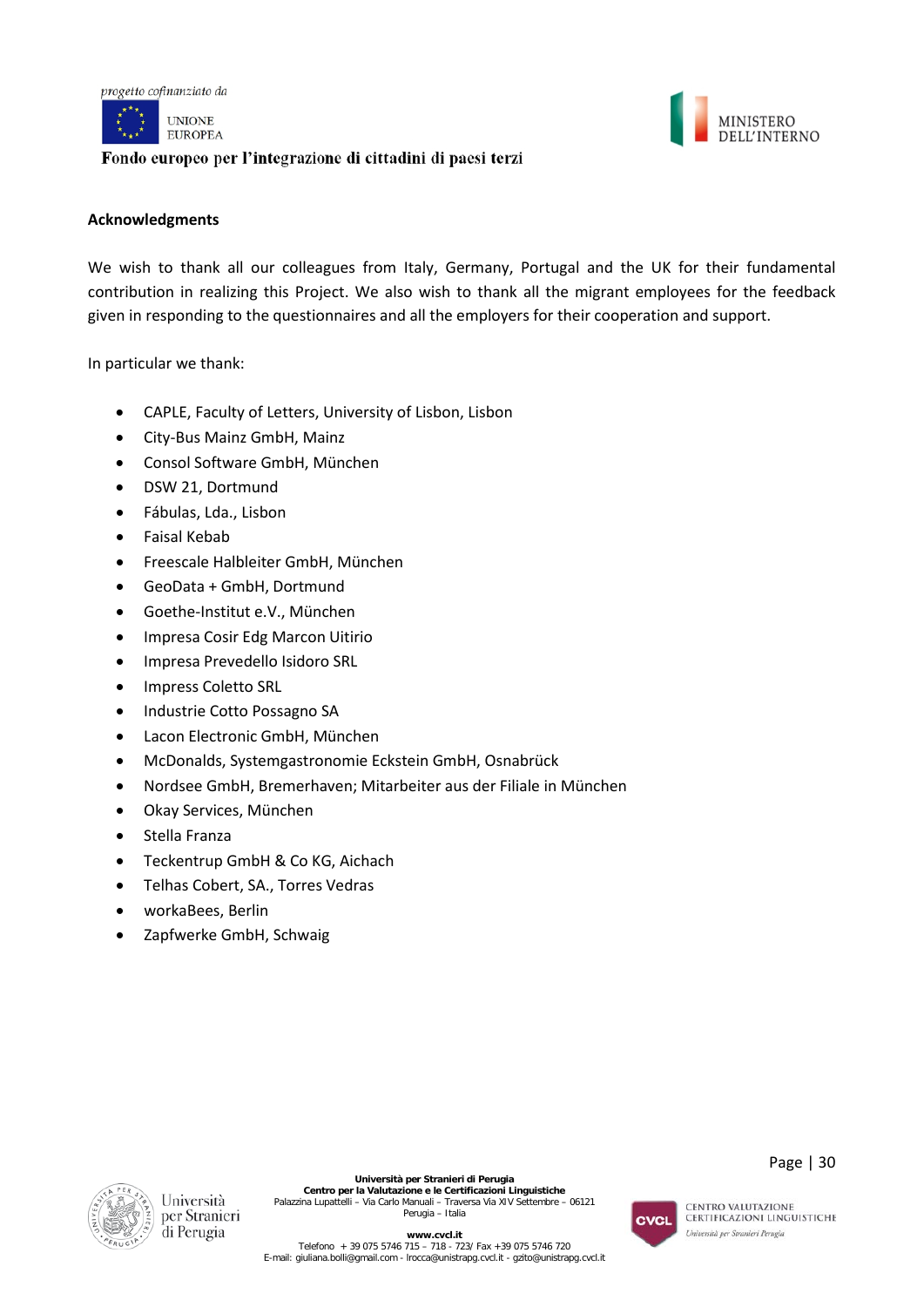**Acknowledgments**

We wish to thank all our colleagues from Italy, Germany, Portugal and the UK for their fundamental contribution in realizing this Project. We also wish to thank all the migrant employees for the feedback given in responding to the questionnaires and all the employers for their cooperation and support.

In particular we thank:

- CAPLE, Faculty of Letters, University of Lisbon, Lisbon
- City-Bus Mainz GmbH, Mainz
- Consol Software GmbH, München
- DSW 21, Dortmund
- Fábulas, Lda., Lisbon
- Faisal Kebab
- Freescale Halbleiter GmbH, München
- GeoData + GmbH, Dortmund
- Goethe-Institut e.V., München
- Impresa Cosir Edg Marcon Uitirio
- Impresa Prevedello Isidoro SRL
- Impress Coletto SRL
- Industrie Cotto Possagno SA
- Lacon Electronic GmbH, München
- McDonalds, Systemgastronomie Eckstein GmbH, Osnabrück
- Nordsee GmbH, Bremerhaven; Mitarbeiter aus der Filiale in München
- Okay Services, München
- Stella Franza
- Teckentrup GmbH & Co KG, Aichach
- Telhas Cobert, SA., Torres Vedras
- workaBees, Berlin
- Zapfwerke GmbH, Schwaig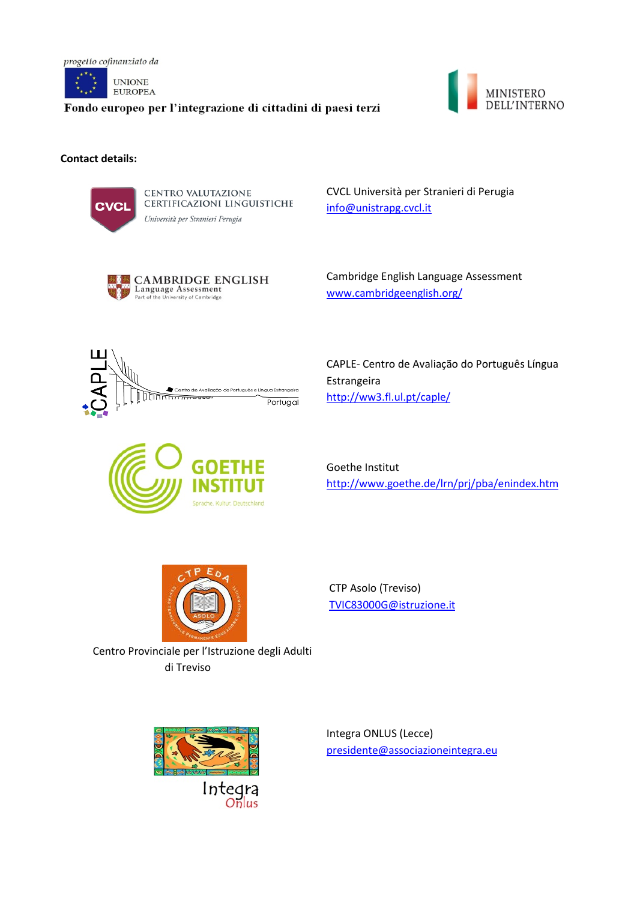progetto cofinanziato da

UNIONE EUROPEA

Fondo europeo per l'integrazione di cittadini di paesi terzi

MINISTERO DELL'INTERNO

**Contact details:**

CENTRO VALUTAZIONE CERTIFICAZIONI LINGUISTICHE
*Università per Stranieri Perugia*

CVCL Università per Stranieri di Perugia
info@unistrapg.cvcl.it

CAMBRIDGE ENGLISH
Language Assessment
Part of the University of Cambridge

Cambridge English Language Assessment
www.cambridgeenglish.org/

CAPLE
Centro de Avaliação de Português e Língua Estrangeira
Portugal

CAPLE- Centro de Avaliação do Português Língua Estrangeira
http://ww3.fl.ul.pt/caple/

GOETHE INSTITUT
Sprache. Kultur. Deutschland

Goethe Institut
http://www.goethe.de/lrn/prj/pba/enindex.htm

CTP EDA ASOLO

Centro Provinciale per l'Istruzione degli Adulti di Treviso

CTP Asolo (Treviso)
TVIC83000G@istruzione.it

Integra Onlus

Integra ONLUS (Lecce)
presidente@associazioneintegra.eu